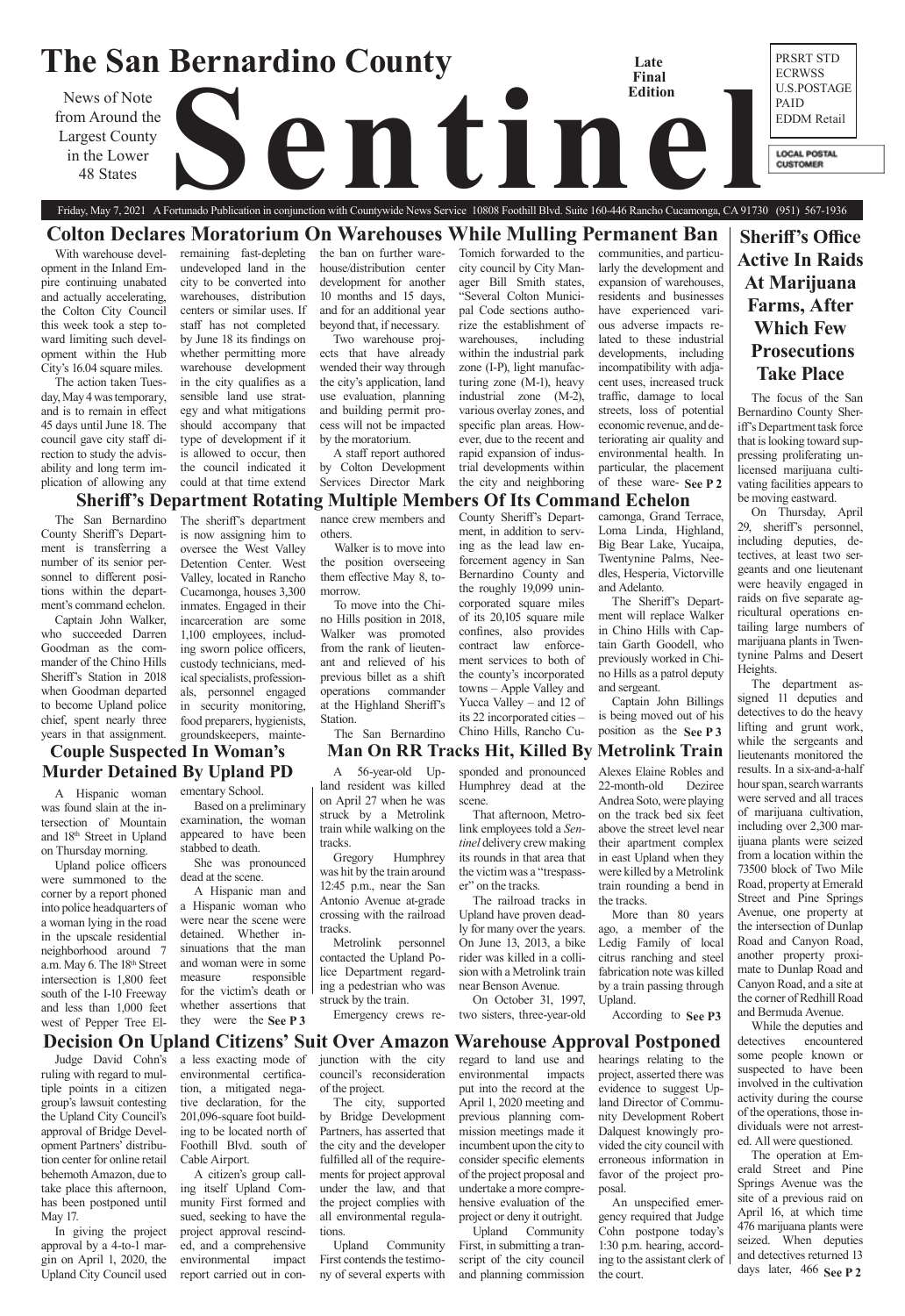# The San Bernardino County Sentinel

News of Note from Around the Largest County in the Lower 48 States

Late Final Edition

PRSRT STD
ECRWSS
U.S.POSTAGE
PAID
EDDM Retail

LOCAL POSTAL CUSTOMER

Friday, May 7, 2021 A Fortunado Publication in conjunction with Countywide News Service 10808 Foothill Blvd. Suite 160-446 Rancho Cucamonga, CA 91730 (951) 567-1936

## Colton Declares Moratorium On Warehouses While Mulling Permanent Ban

With warehouse development in the Inland Empire continuing unabated and actually accelerating, the Colton City Council this week took a step toward limiting such development within the Hub City's 16.04 square miles.

The action taken Tuesday, May 4 was temporary, and is to remain in effect 45 days until June 18. The council gave city staff direction to study the advisability and long term implication of allowing any remaining fast-depleting undeveloped land in the city to be converted into warehouses, distribution centers or similar uses. If staff has not completed by June 18 its findings on whether permitting more warehouse development in the city qualifies as a sensible land use strategy and what mitigations should accompany that type of development if it is allowed to occur, then the council indicated it could at that time extend the ban on further warehouse/distribution center development for another 10 months and 15 days, and for an additional year beyond that, if necessary.

Two warehouse projects that have already wended their way through the city's application, land use evaluation, planning and building permit process will not be impacted by the moratorium.

A staff report authored by Colton Development Services Director Mark Tomich forwarded to the city council by City Manager Bill Smith states, "Several Colton Municipal Code sections authorize the establishment of warehouses, including within the industrial park zone (I-P), light manufacturing zone (M-1), heavy industrial zone (M-2), various overlay zones, and specific plan areas. However, due to the recent and rapid expansion of industrial developments within the city and neighboring communities, and particularly the development and expansion of warehouses, residents and businesses have experienced various adverse impacts related to these industrial developments, including incompatibility with adjacent uses, increased truck traffic, damage to local streets, loss of potential economic revenue, and deteriorating air quality and environmental health. In particular, the placement of these ware- **See P 2**

## Sheriff's Office Active In Raids At Marijuana Farms, After Which Few Prosecutions Take Place

The focus of the San Bernardino County Sheriff's Department task force that is looking toward suppressing proliferating unlicensed marijuana cultivating facilities appears to be moving eastward.

On Thursday, April 29, sheriff's personnel, including deputies, detectives, at least two sergeants and one lieutenant were heavily engaged in raids on five separate agricultural operations entailing large numbers of marijuana plants in Twentynine Palms and Desert Heights.

The department assigned 11 deputies and detectives to do the heavy lifting and grunt work, while the sergeants and lieutenants monitored the results. In a six-and-a-half hour span, search warrants were served and all traces of marijuana cultivation, including over 2,300 marijuana plants were seized from a location within the 73500 block of Two Mile Road, property at Emerald Street and Pine Springs Avenue, one property at the intersection of Dunlap Road and Canyon Road, another property proximate to Dunlap Road and Canyon Road, and a site at the corner of Redhill Road and Bermuda Avenue.

While the deputies and detectives encountered some people known or suspected to have been involved in the cultivation activity during the course of the operations, those individuals were not arrested. All were questioned.

The operation at Emerald Street and Pine Springs Avenue was the site of a previous raid on April 16, at which time 476 marijuana plants were seized. When deputies and detectives returned 13 days later, 466 **See P 2**

## Sheriff's Department Rotating Multiple Members Of Its Command Echelon

The San Bernardino County Sheriff's Department is transferring a number of its senior personnel to different positions within the department's command echelon.

Captain John Walker, who succeeded Darren Goodman as the commander of the Chino Hills Sheriff's Station in 2018 when Goodman departed to become Upland police chief, spent nearly three years in that assignment. The sheriff's department is now assigning him to oversee the West Valley Detention Center. West Valley, located in Rancho Cucamonga, houses 3,300 inmates. Engaged in their incarceration are some 1,100 employees, including sworn police officers, custody technicians, medical specialists, professionals, personnel engaged in security monitoring, food preparers, hygienists, groundskeepers, maintenance crew members and others.

Walker is to move into the position overseeing them effective May 8, tomorrow.

To move into the Chino Hills position in 2018, Walker was promoted from the rank of lieutenant and relieved of his previous billet as a shift operations commander at the Highland Sheriff's Station.

The San Bernardino County Sheriff's Department, in addition to serving as the lead law enforcement agency in San Bernardino County and the roughly 19,099 unincorporated square miles of its 20,105 square mile confines, also provides contract law enforcement services to both of the county's incorporated towns – Apple Valley and Yucca Valley – and 12 of its 22 incorporated cities – Chino Hills, Rancho Cucamonga, Grand Terrace, Loma Linda, Highland, Big Bear Lake, Yucaipa, Twentynine Palms, Needles, Hesperia, Victorville and Adelanto.

The Sheriff's Department will replace Walker in Chino Hills with Captain Garth Goodell, who previously worked in Chino Hills as a patrol deputy and sergeant.

Captain John Billings is being moved out of his position as the **See P 3**

## Couple Suspected In Woman's Murder Detained By Upland PD

A Hispanic woman was found slain at the intersection of Mountain and 18th Street in Upland on Thursday morning.

Upland police officers were summoned to the corner by a report phoned into police headquarters of a woman lying in the road in the upscale residential neighborhood around 7 a.m. May 6. The 18th Street intersection is 1,800 feet south of the I-10 Freeway and less than 1,000 feet west of Pepper Tree Elementary School.

Based on a preliminary examination, the woman appeared to have been stabbed to death.

She was pronounced dead at the scene.

A Hispanic man and a Hispanic woman who were near the scene were detained. Whether insinuations that the man and woman were in some measure responsible for the victim's death or whether assertions that they were the **See P 3**

## Man On RR Tracks Hit, Killed By Metrolink Train

A 56-year-old Upland resident was killed on April 27 when he was struck by a Metrolink train while walking on the tracks.

Gregory Humphrey was hit by the train around 12:45 p.m., near the San Antonio Avenue at-grade crossing with the railroad tracks.

Metrolink personnel contacted the Upland Police Department regarding a pedestrian who was struck by the train.

Emergency crews responded and pronounced Humphrey dead at the scene.

That afternoon, Metrolink employees told a *Sentinel* delivery crew making its rounds in that area that the victim was a "trespasser" on the tracks.

The railroad tracks in Upland have proven deadly for many over the years. On June 13, 2013, a bike rider was killed in a collision with a Metrolink train near Benson Avenue.

On October 31, 1997, two sisters, three-year-old Alexes Elaine Robles and 22-month-old Deziree Andrea Soto, were playing on the track bed six feet above the street level near their apartment complex in east Upland when they were killed by a Metrolink train rounding a bend in the tracks.

More than 80 years ago, a member of the Ledig Family of local citrus ranching and steel fabrication note was killed by a train passing through Upland.

According to **See P3**

## Decision On Upland Citizens' Suit Over Amazon Warehouse Approval Postponed

Judge David Cohn's ruling with regard to multiple points in a citizen group's lawsuit contesting the Upland City Council's approval of Bridge Development Partners' distribution center for online retail behemoth Amazon, due to take place this afternoon, has been postponed until May 17.

In giving the project approval by a 4-to-1 margin on April 1, 2020, the Upland City Council used a less exacting mode of environmental certification, a mitigated negative declaration, for the 201,096-square foot building to be located north of Foothill Blvd. south of Cable Airport.

A citizen's group calling itself Upland Community First formed and sued, seeking to have the project approval rescinded, and a comprehensive environmental impact report carried out in conjunction with the city council's reconsideration of the project.

The city, supported by Bridge Development Partners, has asserted that the city and the developer fulfilled all of the requirements for project approval under the law, and that the project complies with all environmental regulations.

Upland Community First contends the testimony of several experts with regard to land use and environmental impacts put into the record at the April 1, 2020 meeting and previous planning commission meetings made it incumbent upon the city to consider specific elements of the project proposal and undertake a more comprehensive evaluation of the project or deny it outright.

Upland Community First, in submitting a transcript of the city council and planning commission hearings relating to the project, asserted there was evidence to suggest Upland Director of Community Development Robert Dalquest knowingly provided the city council with erroneous information in favor of the project proposal.

An unspecified emergency required that Judge Cohn postpone today's 1:30 p.m. hearing, according to the assistant clerk of the court.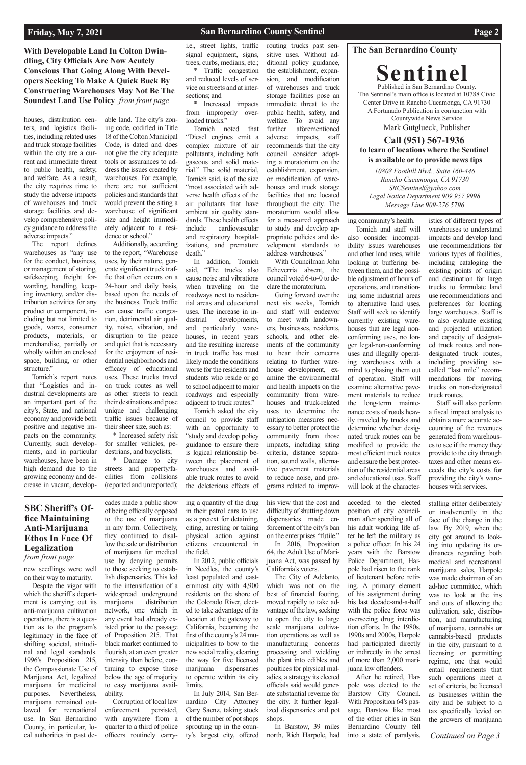## With Developable Land In Colton Dwindling, City Officials Are Now Acutely Conscious That Going Along With Developers Seeking To Make A Quick Buck By Constructing Warehouses May Not Be The Soundest Land Use Policy *from front page*

houses, distribution centers, and logistics facilities, including related uses and truck storage facilities within the city are a current and immediate threat to public health, safety, and welfare. As a result, the city requires time to study the adverse impacts of warehouses and truck storage facilities and develop comprehensive policy guidance to address the adverse impacts."

The report defines warehouses as "any use for the conduct, business, or management of storing, safekeeping, freight forwarding, handling, keeping inventory, and/or distribution activities for any product or component, including but not limited to goods, wares, consumer products, materials, or merchandise, partially or wholly within an enclosed space, building, or other structure."

Tomich's report notes that "Logistics and industrial developments are an important part of the city's, State, and national economy and provide both positive and negative impacts on the community. Currently, such developments, and in particular warehouses, have been in high demand due to the growing economy and decrease in vacant, developable land. The city's zoning code, codified in Title 18 of the Colton Municipal Code, is dated and does not give the city adequate tools or assurances to address the issues created by warehouses. For example, there are not sufficient policies and standards that would prevent the siting a warehouse of significant size and height immediately adjacent to a residence or school."

Additionally, according to the report, "Warehouse uses, by their nature, generate significant truck traffic that often occurs on a 24-hour and daily basis, based upon the needs of the business. Truck traffic can cause traffic congestion, detrimental air quality, noise, vibration, and disruption to the peace and quiet that is necessary for the enjoyment of residential neighborhoods and efficacy of educational uses. These trucks travel on truck routes as well as other streets to reach their destinations and pose unique and challenging traffic issues because of their sheer size, such as:

* Increased safety risk for smaller vehicles, pedestrians, and bicyclists;
* Damage to city streets and property/facilities from collisions (reported and unreported); i.e., street lights, traffic signal equipment, signs, trees, curbs, medians, etc.;
* Traffic congestion and reduced levels of service on streets and at intersections; and
* Increased impacts from improperly overloaded trucks."

Tomich noted that "Diesel engines emit a complex mixture of air pollutants, including both gaseous and solid material." The solid material, Tomich said, is of the size "most associated with adverse health effects of the air pollutants that have ambient air quality standards. These health effects include cardiovascular and respiratory hospitalizations, and premature death."

In addition, Tomich said, "The trucks also cause noise and vibrations when traveling on the roadways next to residential areas and educational uses. The increase in industrial developments, and particularly warehouses, in recent years and the resulting increase in truck traffic has most likely made the conditions worse for the residents and students who reside or go to school adjacent to major roadways and especially adjacent to truck routes."

Tomich asked the city council to provide staff with an opportunity to "study and develop policy guidance to ensure there is logical relationship between the placement of warehouses and available truck routes to avoid the deleterious effects of routing trucks past sensitive uses. Without additional policy guidance, the establishment, expansion, and modification of warehouses and truck storage facilities pose an immediate threat to the public health, safety, and welfare. To avoid any further aforementioned adverse impacts, staff recommends that the city council consider adopting a moratorium on the establishment, expansion, or modification of warehouses and truck storage facilities that are located throughout the city. The moratorium would allow for a measured approach to study and develop appropriate policies and development standards to address warehouses."

With Councilman John Echeverria absent, the council voted 6-to-0 to declare the moratorium.

Going forward over the next six weeks, Tomich and staff will endeavor to meet with landowners, businesses, residents, schools, and other elements of the community to hear their concerns relating to further warehouse development, examine the environmental and health impacts on the community from warehouses and truck-related uses to determine the mitigation measures necessary to better protect the community from those impacts, including siting criteria, distance separation, sound walls, alternative pavement materials to reduce noise, and programs related to improving community's health.

Tomich and staff will also consider incompatibility issues warehouses and other land uses, while looking at buffering between them, and the possible adjustment of hours of operations, and transitioning some industrial areas to alternative land uses. Staff will seek to identify currently existing warehouses that are legal nonconforming uses, no longer legal-non-conforming uses and illegally operating warehouses with a mind to phasing them out of operation. Staff will examine alternative pavement materials to reduce the long-term maintenance costs of roads heavily traveled by trucks and determine whether designated truck routes can be modified to provide the most efficient truck routes and ensure the best protection of the residential areas and educational uses. Staff will look at the characteristics of different types of warehouses to understand impacts and develop land use recommendations for various types of facilities, including cataloging the existing points of origin and destination for large trucks to formulate land use recommendations and preferences for locating large warehouses. Staff is to also evaluate existing and projected utilization and capacity of designated truck routes and non-designated truck routes, including providing so-called "last mile" recommendations for moving trucks on non-designated truck routes.

Staff will also perform a fiscal impact analysis to obtain a more accurate accounting of the revenues generated from warehouses to see if the money they provide to the city through taxes and other means exceeds the city's costs for providing the city's warehouses with services.

---

**The San Bernardino County**

# Sentinel

Published in San Bernardino County.
The Sentinel's main office is located at 10788 Civic Center Drive in Rancho Cucamonga, CA 91730
A Fortunado Publication in conjunction with Countywide News Service
Mark Gutglueck, Publisher

**Call (951) 567-1936 to learn of locations where the Sentinel is available or to provide news tips**

*10808 Foothill Blvd., Suite 160-446*
*Rancho Cucamonga, CA 91730*
*SBCSentinel@yahoo.com*
*Legal Notice Department 909 957 9998*
*Message Line 909-276 5796*

---

## SBC Sheriff's Office Maintaining Anti-Marijuana Ethos In Face Of Legalization *from front page*

new seedlings were well on their way to maturity.

Despite the vigor with which the sheriff's department is carrying out its anti-marijuana cultivation operations, there is a question as to the program's legitimacy in the face of shifting societal, attitudinal and legal standards. 1996's Proposition 215, the Compassionate Use of Marijuana Act, legalized marijuana for medicinal purposes. Nevertheless, marijuana remained outlawed for recreational use. In San Bernardino County, in particular, local authorities in past decades made a public show of being officially opposed to the use of marijuana in any form. Collectively, they continued to disallow the sale or distribution of marijuana for medical use by denying permits to those seeking to establish dispensaries. This led to the intensification of a widespread underground marijuana distribution network, one which in any event had already existed prior to the passage of Proposition 215. That black market continued to flourish, at an even greater intensity than before, continuing to expose those below the age of majority to easy marijuana availability.

Corruption of local law enforcement persisted, with anywhere from a quarter to a third of police officers routinely carrying a quantity of the drug in their patrol cars to use as a pretext for detaining, citing, arresting or taking physical action against citizens encountered in the field.

In 2012, public officials in Needles, the county's least populated and easternmost city with 4,900 residents on the shore of the Colorado River, elected to take advantage of its location at the gateway to California, becoming the first of the county's 24 municipalities to bow to the new social reality, clearing the way for five licensed marijuana dispensaries to operate within its city limits.

In July 2014, San Bernardino City Attorney Gary Saenz, taking stock of the number of pot shops sprouting up in the county's largest city, offered his view that the cost and difficulty of shutting down dispensaries made enforcement of the city's ban on the enterprises "futile."

In 2016, Proposition 64, the Adult Use of Marijuana Act, was passed by California's voters.

The City of Adelanto, which was not on the best of financial footing, moved rapidly to take advantage of the law, seeking to open the city to large scale marijuana cultivation operations as well as manufacturing concerns processing and wielding the plant into edibles and poultices for physical maladies, a strategy its elected officials said would generate substantial revenue for the city. It further legalized dispensaries and pot shops.

In Barstow, 39 miles north, Rich Harpole, had acceded to the elected position of city councilman after spending all of his adult working life after he left the military as a police officer. In his 24 years with the Barstow Police Department, Harpole had risen to the rank of lieutenant before retiring. A primary element of his assignment during his last decade-and-a-half with the police force was overseeing drug interdiction efforts. In the 1980s, 1990s and 2000s, Harpole had participated directly or indirectly in the arrest of more than 2,000 marijuana law offenders.

After he retired, Harpole was elected to the Barstow City Council. With Proposition 64's passage, Barstow like most of the other cities in San Bernardino County fell into a state of paralysis, stalling either deliberately or inadvertently in the face of the change in the law. By 2019, when the city got around to looking into updating its ordinances regarding both medical and recreational marijuana sales, Harpole was made chairman of an ad-hoc committee, which was to look at the ins and outs of allowing the cultivation, sale, distribution, and manufacturing of marijuana, cannabis or cannabis-based products in the city, pursuant to a licensing or permitting regime, one that would entail requirements that such operations meet a set of criteria, be licensed as businesses within the city and be subject to a tax specifically levied on the growers of marijuana

*Continued on Page 3*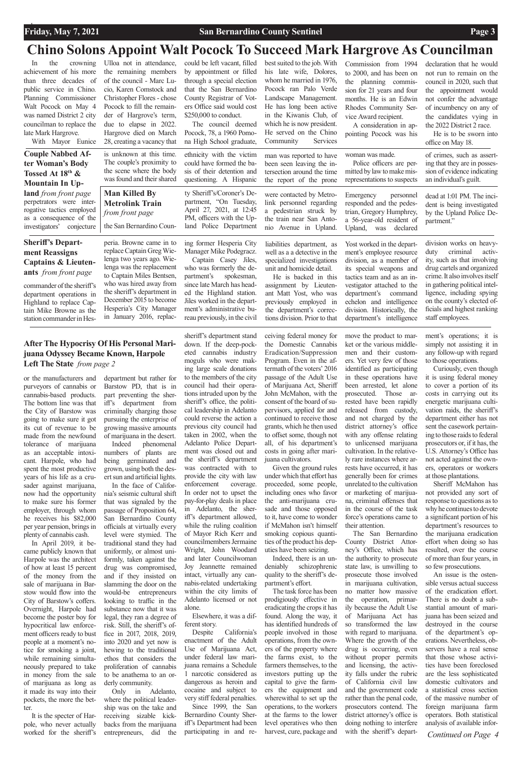# Chino Solons Appoint Walt Pocock To Succeed Mark Hargrove As Councilman

In the crowning achievement of his more than three decades of public service in Chino. Planning Commissioner Walt Pocock on May 4 was named District 2 city councilman to replace the late Mark Hargrove.

With Mayor Eunice Ulloa not in attendance, the remaining members of the council - Marc Lucio, Karen Comstock and Christopher Flores - chose Pocock to fill the remainder of Hargrove's term, due to elapse in 2022. Hargrove died on March 28, creating a vacancy that could be left vacant, filled by appointment or filled through a special election that the San Bernardino County Registrar of Voters Office said would cost $250,000 to conduct.

The council deemed Pocock, 78, a 1960 Pomona High School graduate, best suited to the job. With his late wife, Dolores, whom he married in 1976, Pocock ran Palo Verde Landscape Management. He has long been active in the Kiwanis Club, of which he is now president. He served on the Chino Community Services Commission from 1994 to 2000, and has been on the planning commission for 21 years and four months. He is an Edwin Rhodes Community Service Award recipient.

A consideration in appointing Pocock was his declaration that he would not run to remain on the council in 2020, such that the appointment would not confer the advantage of incumbency on any of the candidates vying in the 2022 District 2 race.

He is to be sworn into office on May 18.

### Couple Nabbed After Woman's Body Tossed At 18th & Mountain In Upland *from front page*

perpetrators were interrogative tactics employed as a consequence of the investigators' conjecture is unknown at this time. The couple's proximity to the scene where the body was found and their shared ethnicity with the victim could have formed the basis of their detention and questioning. A Hispanic man was reported to have been seen leaving the intersection around the time the report of the prone woman was made.

Police officers are permitted by law to make misrepresentations to suspects of crimes, such as asserting that they are in possession of evidence indicating an individual's guilt.

### Man Killed By Metrolink Train *from front page*

the San Bernardino County Sheriff's/Coroner's Department, "On Tuesday, April 27, 2021, at 12:45 PM, officers with the Upland Police Department were contacted by Metrolink personnel regarding a pedestrian struck by the train near San Antonio Avenue in Upland. Emergency personnel responded and the pedestrian, Gregory Humphrey, a 56-year-old resident of Upland, was declared dead at 1:01 PM. The incident is being investigated by the Upland Police Department."

### Sheriff's Department Reassigns Captains & Lieutenants *from front page*

commander of the sheriff's department operations in Highland to replace Captain Mike Browne as the station commander in Hesperia. Browne came in to replace Captain Greg Wielenga two years ago. Wielenga was the replacement to Captain Miles Bentsen, who was hired away from the sheriff's department in December 2015 to become Hesperia's City Manager in January 2016, replacing former Hesperia City Manager Mike Podegracz.

Captain Casey Jiles, who was formerly the department's spokesman, since late March has headed the Highland station. Jiles worked in the department's administrative bureau previously, in the civil liabilities department, as well as a detective in the specialized investigations unit and homicide detail.

He is backed in this assignment by Lieutenant Matt Yost, who was previously employed in the department's corrections division. Prior to that Yost worked in the department's employee resource division, as a member of its special weapons and tactics team and as an investigator attached to the department's command echelon and intelligence division. Historically, the department's intelligence division works on heavy-duty criminal activity, such as that involving drug cartels and organized crime. It also involves itself in gathering political intelligence, including spying on the county's elected officials and highest ranking staff employees.

### After The Hypocrisy Of His Personal Marijuana Odyssey Became Known, Harpole Left The State *from page 2*

or the manufacturers and purveyors of cannabis or cannabis-based products. The bottom line was that the City of Barstow was going to make sure it got its cut of revenue to be made from the newfound tolerance of marijuana as an acceptable intoxicant. Harpole, who had spent the most productive years of his life as a crusader against marijuana, now had the opportunity to make sure his former employer, through whom he receives his $82,000 per year pension, brings in plenty of cannabis cash.

In April 2019, it became publicly known that Harpole was the architect of how at least 15 percent of the money from the sale of marijuana in Barstow would flow into the City of Barstow's coffers. Overnight, Harpole had become the poster boy for hypocritical law enforcement officers ready to bust people at a moment's notice for smoking a joint, while remaining simultaneously prepared to take in money from the sale of marijuana as long as it made its way into their pockets, the more the better.

It is the specter of Harpole, who never actually worked for the sheriff's department but rather for Barstow PD, that is in part preventing the sheriff's department from criminally charging those pursuing the enterprise of growing massive amounts of marijuana in the desert.

Indeed phenomenal numbers of plants are being germinated and grown, using both the desert sun and artificial lights.

In the face of California's seismic cultural shift that was signaled by the passage of Proposition 64, San Bernardino County officials at virtually every level were stymied. The traditional stand they had uniformly, or almost uniformly, taken against the drug was compromised, and if they insisted on slamming the door on the would-be entrepreneurs looking to traffic in the substance now that it was legal, they ran a degree of risk. Still, the sheriff's office in 2017, 2018, 2019, into 2020 and yet now is hewing to the traditional ethos that considers the proliferation of cannabis to be anathema to an orderly community.

Only in Adelanto, where the political leadership was on the take and receiving sizable kickbacks from the marijuana entrepreneurs, did the sheriff's department stand down. If the deep-pocketed cannabis industry moguls who were making large scale donations to the members of the city council had their operations intruded upon by the sheriff's office, the political leadership in Adelanto could reverse the action a previous city council had taken in 2002, when the Adelanto Police Department was closed out and the sheriff's department was contracted with to provide the city with law enforcement coverage. In order not to upset the pay-for-play deals in place in Adelanto, the sheriff's department allowed, while the ruling coalition of Mayor Rich Kerr and councilmembers Jermaine Wright, John Woodard and later Councilwoman Joy Jeannette remained intact, virtually any cannabis-related undertaking within the city limits of Adelanto licensed or not alone.

Elsewhere, it was a different story.

Despite California's enactment of the Adult Use of Marijuana Act, under federal law marijuana remains a Schedule 1 narcotic considered as dangerous as heroin and cocaine and subject to very stiff federal penalties.

Since 1999, the San Bernardino County Sheriff's Department had been participating in and receiving federal money for the Domestic Cannabis Eradication/Suppression Program. Even in the aftermath of the voters' 2016 passage of the Adult Use of Marijuana Act, Sheriff John McMahon, with the consent of the board of supervisors, applied for and continued to receive those grants, which he then used to offset some, though not all, of his department's costs in going after marijuana cultivators.

Given the ground rules under which that effort has proceeded, some people, including ones who favor the anti-marijuana crusade and those opposed to it, have come to wonder if McMahon isn't himself smoking copious quantities of the product his deputies have been seizing.

Indeed, there is an undeniably schizophrenic quality to the sheriff's department's effort.

The task force has been prodigiously effective in eradicating the crops it has found. Along the way, it has identified hundreds of people involved in those operations, from the owners of the property where the farms exist, to the farmers themselves, to the investors putting up the capital to give the farmers the equipment and wherewithal to set up the operations, to the workers at the farms to the lower level operatives who then harvest, cure, package and move the product to market or the various middlemen and their customers. Yet very few of those identified as participating in these operations have been arrested, let alone prosecuted. Those arrested have been rapidly released from custody, and not charged by the district attorney's office with any offense relating to unlicensed marijuana cultivation. In the relatively rare instances where arrests have occurred, it has generally been for crimes unrelated to the cultivation or marketing of marijuana, criminal offenses that in the course of the task force's operations came to their attention.

The San Bernardino County District Attorney's Office, which has the authority to prosecute state law, is unwilling to prosecute those involved in marijuana cultivation, no matter how massive the operation, primarily because the Adult Use of Marijuana Act has so transformed the law with regard to marijuana. Where the growth of the drug is occurring, even without proper permits and licensing, the activity falls under the rubric of California civil law and the government code rather than the penal code, prosecutors contend. The district attorney's office is doing nothing to interfere with the sheriff's department's operations; it is simply not assisting it in any follow-up with regard to those operations.

Curiously, even though it is using federal money to cover a portion of its costs in carrying out its energetic marijuana cultivation raids, the sheriff's department either has not sent the casework pertaining to those raids to federal prosecutors or, if it has, the U.S. Attorney's Office has not acted against the owners, operators or workers at those plantations.

Sheriff McMahon has not provided any sort of response to questions as to why he continues to devote a significant portion of his department's resources to the marijuana eradication effort when doing so has resulted, over the course of more than four years, in so few prosecutions.

An issue is the ostensible versus actual success of the eradication effort. There is no doubt a substantial amount of marijuana has been seized and destroyed in the course of the department's operations. Nevertheless, observers have a real sense that those whose activities have been foreclosed are the less sophisticated domestic cultivators and a statistical cross section of the massive number of foreign marijuana farm operators. Both statistical analysis of available infor-

*Continued on Page 4*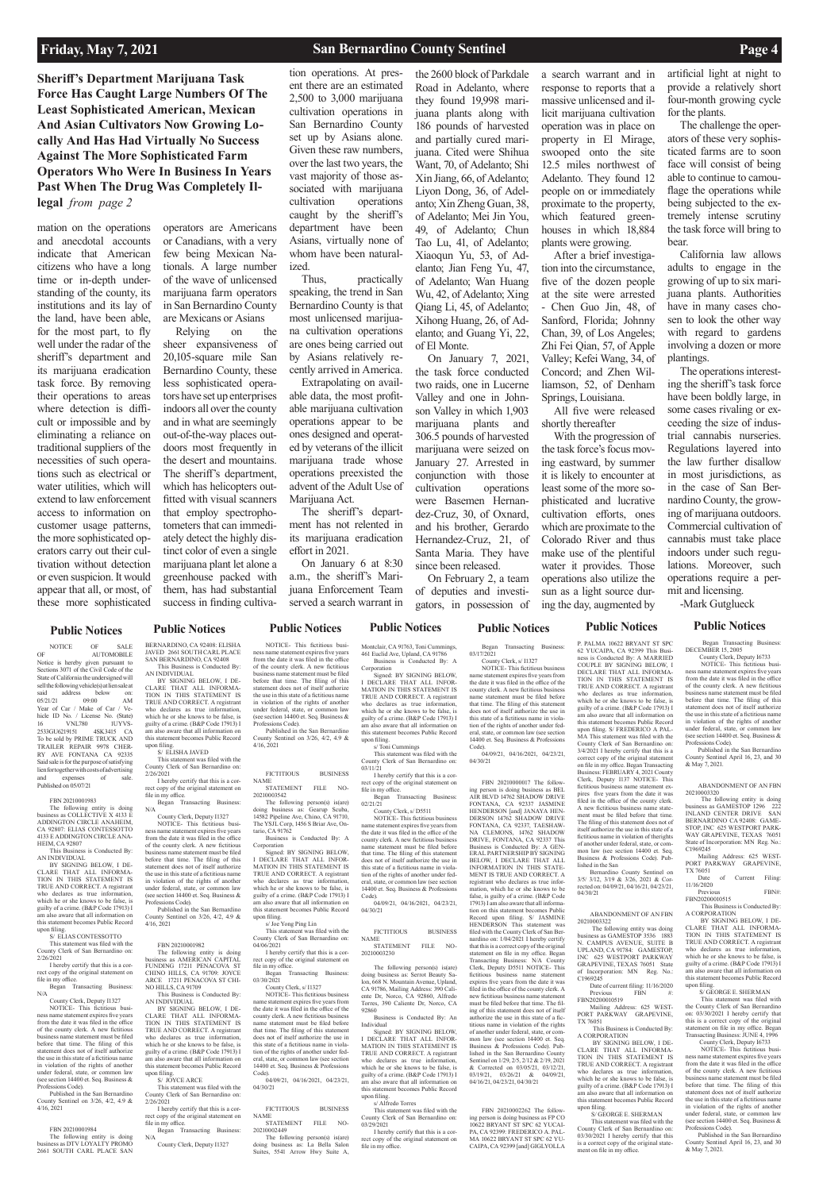**Sheriff's Department Marijuana Task Force Has Caught Large Numbers Of The Least Sophisticated American, Mexican And Asian Cultivators Now Growing Locally And Has Had Virtually No Success Against The More Sophisticated Farm Operators Who Were In Business In Years Past When The Drug Was Completely Illegal** *from page 2*

mation on the operations and anecdotal accounts indicate that American citizens who have a long time or in-depth understanding of the county, its institutions and its lay of the land, have been able, for the most part, to fly well under the radar of the sheriff's department and its marijuana eradication task force. By removing their operations to areas where detection is difficult or impossible and by eliminating a reliance on traditional suppliers of the necessities of such operations such as electrical or water utilities, which will extend to law enforcement access to information on customer usage patterns, the more sophisticated operators carry out their cultivation without detection or even suspicion. It would appear that all, or most, of these more sophisticated operators are Americans or Canadians, with a very few being Mexican Nationals. A large number of the wave of unlicensed marijuana farm operators in San Bernardino County are Mexicans or Asians

Relying on the sheer expansiveness of 20,105-square mile San Bernardino County, these less sophisticated operators have set up enterprises indoors all over the county and in what are seemingly out-of-the-way places outdoors most frequently in the desert and mountains. The sheriff's department, which has helicopters outfitted with visual scanners that employ spectrophotometers that can immediately detect the highly distinct color of even a single marijuana plant let alone a greenhouse packed with them, has had substantial success in finding cultivation operations. At present there are an estimated 2,500 to 3,000 marijuana cultivation operations in San Bernardino County set up by Asians alone. Given these raw numbers, over the last two years, the vast majority of those associated with marijuana cultivation operations caught by the sheriff's department have been Asians, virtually none of whom have been naturalized.

Thus, practically speaking, the trend in San Bernardino County is that most unlicensed marijuana cultivation operations are ones being carried out by Asians relatively recently arrived in America.

Extrapolating on available data, the most profitable marijuana cultivation operations appear to be ones designed and operated by veterans of the illicit marijuana trade whose operations preexisted the advent of the Adult Use of Marijuana Act.

The sheriff's department has not relented in its marijuana eradication effort in 2021.

On January 6 at 8:30 a.m., the sheriff's Marijuana Enforcement Team served a search warrant in the 2600 block of Parkdale Road in Adelanto, where they found 19,998 marijuana plants along with 186 pounds of harvested and partially cured marijuana. Cited were Shihua Want, 70, of Adelanto; Shi Xin Jiang, 66, of Adelanto; Liyon Dong, 36, of Adelanto; Xin Zheng Guan, 38, of Adelanto; Mei Jin You, 49, of Adelanto; Chun Tao Lu, 41, of Adelanto; Xiaoqun Yu, 53, of Adelanto; Jian Feng Yu, 47, of Adelanto; Wan Huang Wu, 42, of Adelanto; Xing Qiang Li, 45, of Adelanto; Xihong Huang, 26, of Adelanto; and Guang Yi, 22, of El Monte.

On January 7, 2021, the task force conducted two raids, one in Lucerne Valley and one in Johnson Valley in which 1,903 marijuana plants and 306.5 pounds of harvested marijuana were seized on January 27. Arrested in conjunction with those cultivation operations were Basemen Hernandez-Cruz, 30, of Oxnard, and his brother, Gerardo Hernandez-Cruz, 21, of Santa Maria. They have since been released.

On February 2, a team of deputies and investigators, in possession of a search warrant and in response to reports that a massive unlicensed and illicit marijuana cultivation operation was in place on property in El Mirage, swooped onto the site 12.5 miles northwest of Adelanto. They found 12 people on or immediately proximate to the property, which featured greenhouses in which 18,884 plants were growing.

After a brief investigation into the circumstance, five of the dozen people at the site were arrested - Chen Guo Jin, 48, of Sanford, Florida; Johnny Chan, 39, of Los Angeles; Zhi Fei Qian, 57, of Apple Valley; Kefei Wang, 34, of Concord; and Zhen Williamson, 52, of Denham Springs, Louisiana.

All five were released shortly thereafter

With the progression of the task force's focus moving eastward, by summer it is likely to encounter at least some of the more sophisticated and lucrative cultivation efforts, ones which are proximate to the Colorado River and thus make use of the plentiful water it provides. Those operations also utilize the sun as a light source during the day, augmented by artificial light at night to provide a relatively short four-month growing cycle for the plants.

The challenge the operators of these very sophisticated farms are to soon face will consist of being able to continue to camouflage the operations while being subjected to the extremely intense scrutiny the task force will bring to bear.

California law allows adults to engage in the growing of up to six marijuana plants. Authorities have in many cases chosen to look the other way with regard to gardens involving a dozen or more plantings.

The operations interesting the sheriff's task force have been boldly large, in some cases rivaling or exceeding the size of industrial cannabis nurseries. Regulations layered into the law further disallow in most jurisdictions, as in the case of San Bernardino County, the growing of marijuana outdoors. Commercial cultivation of cannabis must take place indoors under such regulations. Moreover, such operations require a permit and licensing.

-Mark Gutglueck

## Public Notices

NOTICE OF SALE OF AUTOMOBILE Notice is hereby given pursuant to Sections 3071 of the Civil Code of the State of California the undersigned will sell the following vehicle(s) at lien sale at said address below on: 05/21/21 09:00 AM Year of Car / Make of Car / Vehicle ID No. / License No. (State) 16 VNL780 lUYVS-2533GU621951 4SK3415 CA To be sold by PRIME TRUCK AND TRAILER REPAIR 9978 CHERRY AVE FONTANA CA 92335 Said sale is for the purpose of satisfying lien for together with costs of advertising and expenses of sale. Published on 05/07/21

FBN 20210001983
The following entity is doing business as COLLECTIVE X 4133 E ADDINGTON CIRCLE ANAHEIM, CA 92807: ELIAS CONTESSOTTO 4133 E ADDINGTON CIRCLE ANAHEIM, CA 92807
This Business is Conducted By: AN INDIVIDUAL
BY SIGNING BELOW, I DECLARE THAT ALL INFORMATION IN THIS STATEMENT IS TRUE AND CORRECT. A registrant who declares as true information, which he or she knows to be false, is guilty of a crime. (B&P Code 17913) I am also aware that all information on this statement becomes Public Record upon filing.
S/ ELIAS CONTESSOTTO
This statement was filed with the County Clerk of San Bernardino on: 2/26/2021
I hereby certify that this is a correct copy of the original statement on file in my office.
Began Transacting Business: N/A
County Clerk, Deputy I1327
NOTICE- This fictitious business name statement expires five years from the date it was filed in the office of the county clerk. A new fictitious business name statement must be filed before that time. The filing of this statement does not of itself authorize the use in this state of a fictitious name in violation of the rights of another under federal, state, or common law (see section 14400 et. Seq. Business & Professions Code).
Published in the San Bernardino County Sentinel on 3/26, 4/2, 4/9 & 4/16, 2021

FBN 20210001984
The following entity is doing business as DTV LOYALTY PROMO 2661 SOUTH CARL PLACE SAN BERNARDINO, CA 92408: ELISHA JAVED 2661 SOUTH CARL PLACE SAN BERNARDINO, CA 92408
This Business is Conducted By: AN INDIVIDUAL
BY SIGNING BELOW, I DECLARE THAT ALL INFORMATION IN THIS STATEMENT IS TRUE AND CORRECT. A registrant who declares as true information, which he or she knows to be false, is guilty of a crime. (B&P Code 17913) I am also aware that all information on this statement becomes Public Record upon filing.
S/ ELISHA JAVED
This statement was filed with the County Clerk of San Bernardino on: 2/26/2021
I hereby certify that this is a correct copy of the original statement on file in my office.
Began Transacting Business: N/A
County Clerk, Deputy I1327
NOTICE- This fictitious business name statement expires five years from the date it was filed in the office of the county clerk. A new fictitious business name statement must be filed before that time. The filing of this statement does not of itself authorize the use in this state of a fictitious name in violation of the rights of another under federal, state, or common law (see section 14400 et. Seq. Business & Professions Code).
Published in the San Bernardino County Sentinel on 3/26, 4/2, 4/9 & 4/16, 2021

FBN 20210001982
The following entity is doing business as AMERICAN CAPITAL FUNDING 17211 PENACOVA ST CHINO HILLS, CA 91709: JOYCE ARCE 17211 PENACOVA ST CHINO HILLS, CA 91709
This Business is Conducted By: AN INDIVIDUAL
BY SIGNING BELOW, I DECLARE THAT ALL INFORMATION IN THIS STATEMENT IS TRUE AND CORRECT. A registrant who declares as true information, which he or she knows to be false, is guilty of a crime. (B&P Code 17913) I am also aware that all information on this statement becomes Public Record upon filing.
S/ JOYCE ARCE
This statement was filed with the County Clerk of San Bernardino on: 2/26/2021
I hereby certify that this is a correct copy of the original statement on file in my office.
Began Transacting Business: N/A
County Clerk, Deputy I1327
NOTICE- This fictitious business name statement expires five years from the date it was filed in the office of the county clerk. A new fictitious business name statement must be filed before that time. The filing of this statement does not of itself authorize the use in this state of a fictitious name in violation of the rights of another under federal, state, or common law (see section 14400 et. Seq. Business & Professions Code).
Published in the San Bernardino County Sentinel on 3/26, 4/2, 4/9 & 4/16, 2021

FICTITIOUS BUSINESS NAME STATEMENT FILE NO-20210003542
The following person(s) is(are) doing business as: Scrvgn Scuba, 14582 Pipeline Ave, Chino, CA 91710, The YSJL Corp, 1456 S Briar Ave, Ontario, CA 91762
Business is Conducted By: A Corporation
Signed: BY SIGNING BELOW, I DECLARE THAT ALL INFORMATION IN THIS STATEMENT IS TRUE AND CORRECT. A registrant who declares as true information, which he or she knows to be false, is guilty of a crime. (B&P Code 17913) I am also aware that all information on this statement becomes Public Record upon filing.
s/ Joe Yong Ping Lin
This statement was filed with the County Clerk of San Bernardino on: 04/06/2021
I hereby certify that this is a correct copy of the original statement on file in my office.
Began Transacting Business: 03/30/2021
County Clerk, s/ I1327
NOTICE- This fictitious business name statement expires five years from the date it was filed in the office of the county clerk. A new fictitious business name statement must be filed before that time. The filing of this statement does not of itself authorize the use in this state of a fictitious business name in violation of the rights of another under federal, state, or common law (see section 14400 et. Seq. Business & Professions Code).
04/09/21, 04/16/2021, 04/23/21, 04/30/21

FICTITIOUS BUSINESS NAME STATEMENT FILE NO-20210002449
The following person(s) is(are) doing business as: La Bella Salon Suites, 5541 Arrow Hwy Suite A, Montclair, CA 91763, Toni Cummings, 461 Euclid Ave, Upland, CA 91786
Business is Conducted By: A Corporation
Signed: BY SIGNING BELOW, I DECLARE THAT ALL INFORMATION IN THIS STATEMENT IS TRUE AND CORRECT. A registrant who declares as true information, which he or she knows to be false, is guilty of a crime. (B&P Code 17913) I am also aware that all information on this statement becomes Public Record upon filing.
s/ Toni Cummings
This statement was filed with the County Clerk of San Bernardino on: 03/11/21
I hereby certify that this is a correct copy of the original statement on file in my office.
Began Transacting Business: 02/21/21
County Clerk, s/ D5511
NOTICE- This fictitious business name statement expires five years from the date it was filed in the office of the county clerk. A new fictitious business name statement must be filed before that time. The filing of this statement does not of itself authorize the use in this state of a fictitious business name in violation of the rights of another under federal, state, or common law (see section 14400 et. Seq. Business & Professions Code).
04/09/21, 04/16/2021, 04/23/21, 04/30/21

FICTITIOUS BUSINESS NAME STATEMENT FILE NO-20210003230
The following person(s) is(are) doing business as: Serrot Beauty Salon, 668 N. Mountain Avenue, Upland, CA 91786, Mailing Address: 390 Caliente Dr, Norco, CA 92860, Alfredo Torres, 390 Caliente Dr, Norco, CA 92860
Business is Conducted By: An Individual
Signed: BY SIGNING BELOW, I DECLARE THAT ALL INFORMATION IN THIS STATEMENT IS TRUE AND CORRECT. A registrant who declares as true information, which he or she knows to be false, is guilty of a crime. (B&P Code 17913) I am also aware that all information on this statement becomes Public Record upon filing.
s/ Alfredo Torres
This statement was filed with the County Clerk of San Bernardino on: 03/29/2021
I hereby certify that this is a correct copy of the original statement on file in my office.
Began Transacting Business: 03/17/2021
County Clerk, s/ I1327
NOTICE- This fictitious business name statement expires five years from the date it was filed in the office of the county clerk. A new fictitious business name statement must be filed before that time. The filing of this statement does not of itself authorize the use in this state of a fictitious business name in violation of the rights of another under federal, state, or common law (see section 14400 et. Seq. Business & Professions Code).
04/09/21, 04/16/2021, 04/23/21, 04/30/21

FBN 20210000017 The following person is doing business as BEL AIR BLVD 14762 SHADOW DRIVE FONTANA, CA 92337 JASMINE HENDERSON [and] JANAYA HENDERSON 14762 SHADOW DRIVE FONTANA, CA 92337, TAESHAWNA CLEMONS, 14762 SHADOW DRIVE, FONTANA, CA 92337 This Business is Conducted By: A GENERAL PARTNERSHIP BY SIGNING BELOW, I DECLARE THAT ALL INFORMATION IN THIS STATEMENT IS TRUE AND CORRECT. A registrant who declares as true information, which he or she knows to be false, is guilty of a crime. (B&P Code 17913) I am also aware that all information on this statement becomes Public Record upon filing. S/ JASMINE HENDERSON This statement was filed with the County Clerk of San Bernardino on: 1/04/2021 I hereby certify that this is a correct copy of the original statement on file in my office. Began Transacting Business: N/A County Clerk, Deputy D5511 NOTICE- This fictitious business name statement expires five years from the date it was filed in the office of the county clerk. A new fictitious business name statement must be filed before that time. The filing of this statement does not of itself authorize the use in this state of a fictitious name in violation of the rights of another under federal, state, or common law (see section 14400 et. Seq. Business & Professions Code). Published in the San Bernardino County Sentinel on 1/29, 2/5, 2/12 & 2/19, 2021 & Corrected on 03/05/21, 03/12/21, 03/19/21, 03/26/21 & 04/09/21, 04/16/21, 04/23/21, 04/30/21

FBN 20210002262 The following person is doing business as FP CO 10622 BRYANT ST SPC 62 YUCAIPA, CA 92399 FREDERICO A. PALMA 10622 BRYANT ST SPC 62 YUCAIPA, CA 92399 [and] GIGLYOLLA P. PALMA 10622 BRYANT ST SPC 62 YUCAIPA, CA 92399 This Business is Conducted By: A MARRIED COUPLE BY SIGNING BELOW, I DECLARE THAT ALL INFORMATION IN THIS STATEMENT IS TRUE AND CORRECT. A registrant who declares as true information, which he or she knows to be false, is guilty of a crime. (B&P Code 17913) I am also aware that all information on this statement becomes Public Record upon filing. S/ FREDERICO A PALMA This statement was filed with the County Clerk of San Bernardino on: 3/4/2021 I hereby certify that this is a correct copy of the original statement on file in my office. Began Transacting Business: FEBRUARY 4, 2021 County Clerk, Deputy I137 NOTICE- This fictitious business name statement expires five years from the date it was filed in the office of the county clerk. A new fictitious business name statement must be filed before that time. The filing of this statement does not of itself authorize the use in this state of a fictitious name in violation of the rights of another under federal, state, or common law (see section 14400 et. Seq. Business & Professions Code). Published in the Sun
Bernardino County Sentinel on 3/5/ 3/12, 3/19 & 3/26, 2021 & Corrected on: 04/09/21, 04/16/21, 04/23/21, 04/30/21

ABANDONMENT OF AN FBN 20200003322
The following entity was doing business as GAMESTOP 3536 1883 N. CAMPUS AVENUE, SUITE B UPLAND, CA 91784: GAMESTOP, INC 625 WESTPORT PARKWAY GRAPEVINE, TEXAS 76051 State of Incorporation: MN Reg. No.: C1969245
Date of current filing: 11/16/2020
Previous FBN #: FBN20200010519
Mailing Address: 625 WESTPORT PARKWAY GRAPEVINE, TX 76051
This Business is Conducted By: A CORPORATION
BY SIGNING BELOW, I DECLARE THAT ALL INFORMATION IN THIS STATEMENT IS TRUE AND CORRECT. A registrant who declares as true information, which he or she knows to be false, is guilty of a crime. (B&P Code 17913) I am also aware that all information on this statement becomes Public Record upon filing.
S/ GEORGE E. SHERMAN
This statement was filed with the County Clerk of San Bernardino on: 03/30/2021 I hereby certify that this is a correct copy of the original statement on file in my office.
Began Transacting Business: DECEMBER 15, 2005
County Clerk, Deputy I6733
NOTICE- This fictitious business name statement expires five years from the date it was filed in the office of the county clerk. A new fictitious business name statement must be filed before that time. The filing of this statement does not of itself authorize the use in this state of a fictitious name in violation of the rights of another under federal, state, or common law (see section 14400 et. Seq. Business & Professions Code).
Published in the San Bernardino County Sentinel April 16, 23, and 30 & May 7, 2021.

ABANDONMENT OF AN FBN 20200003320
The following entity was doing business as GAMESTOP 1296 222 INLAND CENTER DRIVE SAN BERNARDINO CA 92408: GAMESTOP, INC 625 WESTPORT PARKWAY GRAPEVINE, TEXAS 76051 State of Incorporation: MN Reg No.: C1969245
Mailing Address: 625 WESTPORT PARKWAY GRAPEVINE, TX 76051
Date of Current Filing: 11/16/2020
Previous FBN#: FBN20200010515
This Business is Conducted By: A CORPORATION
BY SIGNING BELOW, I DECLARE THAT ALL INFORMATION IN THIS STATEMENT IS TRUE AND CORRECT. A registrant who declares as true information, which he or she knows to be false, is guilty of a crime. (B&P Code 17913) I am also aware that all information on this statement becomes Public Record upon filing.
S/ GEORGE E. SHERMAN
This statement was filed with the County Clerk of San Bernardino on: 03/30/2021 I hereby certify that this is a correct copy of the original statement on file in my office. Began Transacting Business: JUNE 4, 1996
County Clerk, Deputy I6733
NOTICE- This fictitious business name statement expires five years from the date it was filed in the office of the county clerk. A new fictitious business name statement must be filed before that time. The filing of this statement does not of itself authorize the use in this state of a fictitious name in violation of the rights of another under federal, state, or common law (see section 14400 et. Seq. Business & Professions Code).
Published in the San Bernardino County Sentinel April 16, 23, and 30 & May 7, 2021.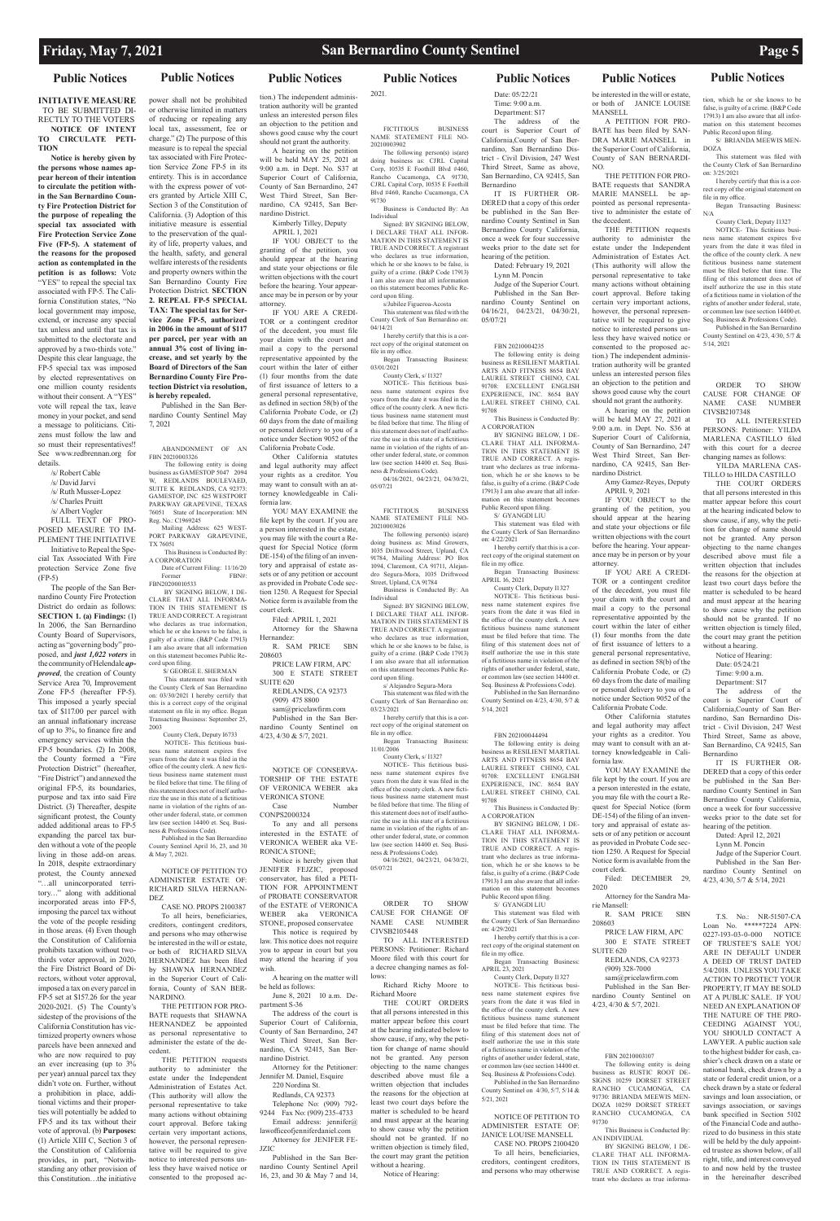## Public Notices

**INITIATIVE MEASURE** TO BE SUBMITTED DIRECTLY TO THE VOTERS

**NOTICE OF INTENT TO CIRCULATE PETITION**

**Notice is hereby given by the persons whose names appear hereon of their intention to circulate the petition within the San Bernardino County Fire Protection District for the purpose of repealing the special tax associated with Fire Protection Service Zone Five (FP-5). A statement of the reasons for the proposed action as contemplated in the petition is as follows:** Vote "YES" to repeal the special tax associated with FP-5. The California Constitution states, "No local government may impose, extend, or increase any special tax unless and until that tax is submitted to the electorate and approved by a two-thirds vote." Despite this clear language, the FP-5 special tax was imposed by elected representatives on one million county residents without their consent. A "YES" vote will repeal the tax, leave money in your pocket, and send a message to politicians. Citizens must follow the law and so must their representatives!! See www.redbrennan.org for details.

/s/ Robert Cable
/s/ David Jarvi
/s/ Ruth Musser-Lopez
/s/ Charles Pruitt
/s/ Albert Vogler

FULL TEXT OF PROPOSED MEASURE TO IMPLEMENT THE INITIATIVE

Initiative to Repeal the Special Tax Associated With Fire protection Service Zone five (FP-5)

The people of the San Bernardino County Fire Protection District do ordain as follows: **SECTION 1. (a) Findings:** (1) In 2006, the San Bernardino County Board of Supervisors, acting as "governing body" proposed, and ***just 1,022 voters*** in the community of Helendale ***approved***, the creation of County Service Area 70, Improvement Zone FP-5 (hereafter FP-5). This imposed a yearly special tax of $117.00 per parcel with an annual inflationary increase of up to 3%, to finance fire and emergency services within the FP-5 boundaries. (2) In 2008, the County formed a "Fire Protection District" (hereafter, "Fire District") and annexed the original FP-5, its boundaries, purpose and tax into said Fire District. (3) Thereafter, despite significant protest, the County added additional areas to FP-5 expanding the parcel tax burden without a vote of the people living in those add-on areas. In 2018, despite extraordinary protest, the County annexed "...all unincorporated territory..." along with additional incorporated areas into FP-5, imposing the parcel tax without the vote of the people residing in those areas. (4) Even though the Constitution of California prohibits taxation without two-thirds voter approval, in 2020, the Fire District Board of Directors, without voter approval, imposed a tax on every parcel in FP-5 set at $157.26 for the year 2020-2021. (5) The County's sidestep of the provisions of the California Constitution has victimized property owners whose parcels have been annexed and who are now required to pay an ever increasing (up to 3% per year) annual parcel tax they didn't vote on. Further, without a prohibition in place, additional victims and their properties will potentially be added to FP-5 and its tax without their vote of approval. (b) **Purposes:** (1) Article XIII C, Section 3 of the Constitution of California provides, in part, "Notwithstanding any other provision of this Constitution…the initiative power shall not be prohibited or otherwise limited in matters of reducing or repealing any local tax, assessment, fee or charge." (2) The purpose of this measure is to repeal the special tax associated with Fire Protection Service Zone FP-5 in its entirety. This is in accordance with the express power of voters granted by Article XIII C, Section 3 of the Constitution of California. (3) Adoption of this initiative measure is essential to the preservation of the quality of life, property values, and the health, safety, and general welfare interests of the residents and property owners within the San Bernardino County Fire Protection District. **SECTION 2. REPEAL FP-5 SPECIAL TAX: The special tax for Service Zone FP-5, authorized in 2006 in the amount of $117 per parcel, per year with an annual 3% cost of living increase, and set yearly by the Board of Directors of the San Bernardino County Fire Protection District via resolution, is hereby repealed.**

Published in the San Bernardino County Sentinel May 7, 2021

---

ABANDONMENT OF AN FBN 20210003326

The following entity is doing business as GAMESTOP 5047 2094 W, REDLANDS BOULEVAED, SUITE K REDLANDS, CA 92373: GAMESTOP, INC 625 WESTPORT PARKWAY GRAPEVINE, TEXAS 76051 State of Incorporation: MN Reg. No.: C1969245

Mailing Address: 625 WESTPORT PARKWAY GRAPEVINE, TX 76051

This Business is Conducted By: A CORPORATION

Date of Current Filing: 11/16/20 Former FBN#: FBN20200010533

BY SIGNING BELOW, I DECLARE THAT ALL INFORMATION IN THIS STATEMENT IS TRUE AND CORRECT. A registrant who declares as true information, which he or she knows to be false, is guilty of a crime. (B&P Code 17913) I am also aware that all information on this statement becomes Public Record upon filing.

S/ GEORGE E. SHERMAN

This statement was filed with the County Clerk of San Bernardino on: 03/30/2021 I hereby certify that this is a correct copy of the original statement on file in my office. Began Transacting Business: September 25, 2003

County Clerk, Deputy I6733

NOTICE- This fictitious business name statement expires five years from the date it was filed in the office of the county clerk. A new fictitious business name statement must be filed before that time. The filing of this statement does not of itself authorize the use in this state of a fictitious name in violation of the rights of another under federal, state, or common law (see section 14400 et. seq. Business & Professions Code).

Published in the San Bernardino County Sentinel April 16, 23, and 30 & May 7, 2021.

---

NOTICE OF PETITION TO ADMINISTER ESTATE OF: RICHARD SILVA HERNANDEZ

CASE NO. PROPS 2100387

To all heirs, beneficiaries, creditors, contingent creditors, and persons who may otherwise be interested in the will or estate, or both of RICHARD SILVA HERNANDEZ has been filed by SHAWNA HERNANDEZ in the Superior Court of California, County of SAN BERNARDINO.

THE PETITION FOR PROBATE requests that SHAWNA HERNANDEZ be appointed as personal representative to administer the estate of the decedent.

THE PETITION requests authority to administer the estate under the Independent Administration of Estates Act. (This authority will allow the personal representative to take many actions without obtaining court approval. Before taking certain very important actions, however, the personal representative will be required to give notice to interested persons unless they have waived notice or consented to the proposed action.) The independent administration authority will be granted unless an interested person files an objection to the petition and shows good cause why the court should not grant the authority.

A hearing on the petition will be held MAY 25, 2021 at 9:00 a.m. in Dept. No. S37 at Superior Court of California, County of San Bernardino, 247 West Third Street, San Bernardino, CA 92415, San Bernardino District.

Kimberly Tilley, Deputy
APRIL 1, 2021

IF YOU OBJECT to the granting of the petition, you should appear at the hearing and state your objections or file written objections with the court before the hearing. Your appearance may be in person or by your attorney.

IF YOU ARE A CREDITOR or a contingent creditor of the decedent, you must file your claim with the court and mail a copy to the personal representative appointed by the court within the later of either (1) four months from the date of first issuance of letters to a general personal representative, as defined in section 58(b) of the California Probate Code, or (2) 60 days from the date of mailing or personal delivery to you of a notice under Section 9052 of the California Probate Code.

Other California statutes and legal authority may affect your rights as a creditor. You may want to consult with an attorney knowledgeable in California law.

YOU MAY EXAMINE the file kept by the court. If you are a person interested in the estate, you may file with the court a Request for Special Notice (form DE-154) of the filing of an inventory and appraisal of estate assets or of any petition or account as provided in Probate Code section 1250. A Request for Special Notice form is available from the court clerk.

Filed: APRIL 1, 2021

Attorney for the Shawna Hernandez:

R. SAM PRICE SBN 208603

PRICE LAW FIRM, APC
300 E STATE STREET SUITE 620
REDLANDS, CA 92373
(909) 475 8800
sam@pricelawfirm.com

Published in the San Bernardino County Sentinel on 4/23, 4/30 & 5/7, 2021.

---

NOTICE OF CONSERVATORSHIP OF THE ESTATE OF VERONICA WEBER aka VERONICA STONE

Case Number CONPS2000324

To any and all persons interested in the ESTATE of VERONICA WEBER aka VERONICA STONE;

Notice is hereby given that JENIFER FEJZIC, proposed conservator, has filed a PETITION FOR APPOINTMENT of PROBATE CONSERVATOR of the ESTATE of VERONICA WEBER aka VERONICA STONE, proposed conservatee

This notice is required by law. This notice does not require you to appear in court but you may attend the hearing if you wish.

A hearing on the matter will be held as follows:

June 8, 2021 10 a.m. Department S-36

The address of the court is Superior Court of California, County of San Bernardino, 247 West Third Street, San Bernardino, CA 92415, San Bernardino District.

Attorney for the Petitioner: Jennifer M. Daniel, Esquire
220 Nordina St.
Redlands, CA 92373
Telephone No: (909) 792-9244 Fax No: (909) 235-4733
Email address: jennifer@lawofficeofjenniferdaniel.com
Attorney for JENIFER FEJZIC

Published in the San Bernardino County Sentinel April 16, 23, and 30 & May 7 and 14, 2021.

---

FICTITIOUS BUSINESS NAME STATEMENT FILE NO-20210003902

The following person(s) is(are) doing business as: CJRL Capital Corp, 10535 E Foothill Blvd #460, Rancho Cucamonga, CA 91730, CJRL Capital Corp, 10535 E Foothill Blvd #460, Rancho Cucamonga, CA 91730

Business is Conducted By: An Individual

Signed: BY SIGNING BELOW, I DECLARE THAT ALL INFORMATION IN THIS STATEMENT IS TRUE AND CORRECT. A registrant who declares as true information, which he or she knows to be false, is guilty of a crime. (B&P Code 17913) I am also aware that all information on this statement becomes Public Record upon filing.

s/Jubilee Figueroa-Acosta

This statement was filed with the County Clerk of San Bernardino on: 04/14/21

I hereby certify that this is a correct copy of the original statement on file in my office.

Began Transacting Business: 03/01/2021

County Clerk, s/ I1327

NOTICE- This fictitious business name statement expires five years from the date it was filed in the office of the county clerk. A new fictitious business name statement must be filed before that time. The filing of this statement does not of itself authorize the use in this state of a fictitious business name in violation of the rights of another under federal, state, or common law (see section 14400 et. Seq. Business & Professions Code).

04/16/2021, 04/23/21, 04/30/21, 05/07/21

---

FICTITIOUS BUSINESS NAME STATEMENT FILE NO-20210003026

The following person(s) is(are) doing business as: Mind Growers, 1035 Driftwood Street, Upland, CA 91784, Mailing Address: PO Box 1094, Claremont, CA 91711, Alejandro Segura-Mora, 1035 Driftwood Street, Upland, CA 91784

Business is Conducted By: An Individual

Signed: BY SIGNING BELOW, I DECLARE THAT ALL INFORMATION IN THIS STATEMENT IS TRUE AND CORRECT. A registrant who declares as true information, which he or she knows to be false, is guilty of a crime. (B&P Code 17913) I am also aware that all information on this statement becomes Public Record upon filing.

s/ Alejandro Segura-Mora

This statement was filed with the County Clerk of San Bernardino on: 03/23/2021

I hereby certify that this is a correct copy of the original statement on file in my office.

Began Transacting Business: 11/01/2006

County Clerk, s/ I1327

NOTICE- This fictitious business name statement expires five years from the date it was filed in the office of the county clerk. A new fictitious business name statement must be filed before that time. The filing of this statement does not of itself authorize the use in this state of a fictitious business name in violation of the rights of another under federal, state, or common law (see section 14400 et. Seq. Business & Professions Code).

04/16/2021, 04/23/21, 04/30/21, 05/07/21

---

ORDER TO SHOW CAUSE FOR CHANGE OF NAME CASE NUMBER CIVSB2105448

TO ALL INTERESTED PERSONS: Petitioner: Richard Moore filed with this court for a decree changing names as follows:

Richard Richy Moore to Richard Moore

THE COURT ORDERS that all persons interested in this matter appear before this court at the hearing indicated below to show cause, if any, why the petition for change of name should not be granted. Any person objecting to the name changes described above must file a written objection that includes the reasons for the objection at least two court days before the matter is scheduled to be heard and must appear at the hearing to show cause why the petition should not be granted. If no written objection is timely filed, the court may grant the petition without a hearing.

Notice of Hearing:

Date: 05/22/21
Time: 9:00 a.m.
Department: S17

The address of the court is Superior Court of California,County of San Bernardino, San Bernardino District - Civil Division, 247 West Third Street, Same as above, San Bernardino, CA 92415, San Bernardino

IT IS FURTHER ORDERED that a copy of this order be published in the San Bernardino County Sentinel in San Bernardino County California, once a week for four successive weeks prior to the date set for hearing of the petition.

Dated: February 19, 2021

Lynn M. Poncin
Judge of the Superior Court.

Published in the San Bernardino County Sentinel on 04/16/21, 04/23/21, 04/30/21, 05/07/21

---

FBN 20210004235

The following entity is doing business as RESILIENT MARTIAL ARTS AND FITNESS 8654 BAY LAUREL STREET CHINO, CAL 91708: EXCELLENT ENGLISH EXPERIENCE, INC. 8654 BAY LAUREL STREET CHINO, CAL 91708

This Business is Conducted By: A CORPORATION

BY SIGNING BELOW, I DECLARE THAT ALL INFORMATION IN THIS STATEMENT IS TRUE AND CORRECT. A registrant who declares as true information, which he or she knows to be false, is guilty of a crime. (B&P Code 17913) I am also aware that all information on this statement becomes Public Record upon filing.

S/ GYANGDI LIU

This statement was filed with the County Clerk of San Bernardino on: 4/22/2021

I hereby certify that this is a correct copy of the original statement on file in my office.

Began Transacting Business: APRIL 16, 2021

County Clerk, Deputy I1327

NOTICE- This fictitious business name statement expires five years from the date it was filed in the office of the county clerk. A new fictitious business name statement must be filed before that time. The filing of this statement does not of itself authorize the use in this state of a fictitious name in violation of the rights of another under federal, state, or common law (see section 14400 et. Seq. Business & Professions Code).

Published in the San Bernardino County Sentinel on 4/23, 4/30, 5/7 & 5/14, 2021

---

FBN 20210004494

The following entity is doing business as RESILIENT MARTIAL ARTS AND FITNESS 8654 BAY LAUREL STREET CHINO, CAL 91708: EXCELLENT ENGLISH EXPERIENCE, INC. 8654 BAY LAUREL STREET CHINO, CAL 91708

This Business is Conducted By: A CORPORATION

BY SIGNING BELOW, I DECLARE THAT ALL INFORMATION IN THIS STATEMENT IS TRUE AND CORRECT. A registrant who declares as true information, which he or she knows to be false, is guilty of a crime. (B&P Code 17913) I am also aware that all information on this statement becomes Public Record upon filing.

S/ GYANGDI LIU

This statement was filed with the County Clerk of San Bernardino on: 4/29/2021

I hereby certify that this is a correct copy of the original statement on file in my office.

Began Transacting Business: APRIL 23, 2021

County Clerk, Deputy I1327

NOTICE- This fictitious business name statement expires five years from the date it was filed in the office of the county clerk. A new fictitious business name statement must be filed before that time. The filing of this statement does not of itself authorize the use in this state of a fictitious name in violation of the rights of another under federal, state, or common law (see section 14400 et. Seq. Business & Professions Code).

Published in the San Bernardino County Sentinel on 4/30, 5/7, 5/14 & 5/21, 2021

---

NOTICE OF PETITION TO ADMINISTER ESTATE OF: JANICE LOUISE MANSELL

CASE NO. PROPS 2100420

To all heirs, beneficiaries, creditors, contingent creditors, and persons who may otherwise be interested in the will or estate, or both of JANICE LOUISE MANSELL

A PETITION FOR PROBATE has been filed by SANDRA MARIE MANSELL in the Superior Court of California, County of SAN BERNARDINO.

THE PETITION FOR PROBATE requests that SANDRA MARIE MANSELL be appointed as personal representative to administer the estate of the decedent.

THE PETITION requests authority to administer the estate under the Independent Administration of Estates Act. (This authority will allow the personal representative to take many actions without obtaining court approval. Before taking certain very important actions, however, the personal representative will be required to give notice to interested persons unless they have waived notice or consented to the proposed action.) The independent administration authority will be granted unless an interested person files an objection to the petition and shows good cause why the court should not grant the authority.

A hearing on the petition will be held MAY 27, 2021 at 9:00 a.m. in Dept. No. S36 at Superior Court of California, County of San Bernardino, 247 West Third Street, San Bernardino, CA 92415, San Bernardino District.

Amy Gamez-Reyes, Deputy
APRIL 9, 2021

IF YOU OBJECT to the granting of the petition, you should appear at the hearing and state your objections or file written objections with the court before the hearing. Your appearance may be in person or by your attorney.

IF YOU ARE A CREDITOR or a contingent creditor of the decedent, you must file your claim with the court and mail a copy to the personal representative appointed by the court within the later of either (1) four months from the date of first issuance of letters to a general personal representative, as defined in section 58(b) of the California Probate Code, or (2) 60 days from the date of mailing or personal delivery to you of a notice under Section 9052 of the California Probate Code.

Other California statutes and legal authority may affect your rights as a creditor. You may want to consult with an attorney knowledgeable in California law.

YOU MAY EXAMINE the file kept by the court. If you are a person interested in the estate, you may file with the court a Request for Special Notice (form DE-154) of the filing of an inventory and appraisal of estate assets or of any petition or account as provided in Probate Code section 1250. A Request for Special Notice form is available from the court clerk.

Filed: DECEMBER 29, 2020

Attorney for the Sandra Marie Mansell:

R. SAM PRICE SBN 208603

PRICE LAW FIRM, APC
300 E STATE STREET SUITE 620
REDLANDS, CA 92373
(909) 328-7000
sam@pricelawfirm.com

Published in the San Bernardino County Sentinel on 4/23, 4/30 & 5/7, 2021.

---

FBN 20210003107

The following entity is doing business as RUSTIC ROOT DESIGNS 10259 DORSET STREET RANCHO CUCAMONGA, CA 91730: BRIANDA MEEWIS MENDOZA 10259 DORSET STREET RANCHO CUCAMONGA, CA 91730

This Business is Conducted By: AN INDIVIDUAL

BY SIGNING BELOW, I DECLARE THAT ALL INFORMATION IN THIS STATEMENT IS TRUE AND CORRECT. A registrant who declares as true information, which he or she knows to be false, is guilty of a crime. (B&P Code 17913) I am also aware that all information on this statement becomes Public Record upon filing.

S/ BRIANDA MEEWIS MENDOZA

This statement was filed with the County Clerk of San Bernardino on: 3/25/2021

I hereby certify that this is a correct copy of the original statement on file in my office.

Began Transacting Business: N/A

County Clerk, Deputy I1327

NOTICE- This fictitious business name statement expires five years from the date it was filed in the office of the county clerk. A new fictitious business name statement must be filed before that time. The filing of this statement does not of itself authorize the use in this state of a fictitious name in violation of the rights of another under federal, state, or common law (see section 14400 et. Seq. Business & Professions Code).

Published in the San Bernardino County Sentinel on 4/23, 4/30, 5/7 & 5/14, 2021

---

ORDER TO SHOW CAUSE FOR CHANGE OF NAME CASE NUMBER CIVSB2107348

TO ALL INTERESTED PERSONS: Petitioner: YILDA MARLENA CASTILLO filed with this court for a decree changing names as follows:

YILDA MARLENA CASTILLO to HILDA CASTILLO

THE COURT ORDERS that all persons interested in this matter appear before this court at the hearing indicated below to show cause, if any, why the petition for change of name should not be granted. Any person objecting to the name changes described above must file a written objection that includes the reasons for the objection at least two court days before the matter is scheduled to be heard and must appear at the hearing to show cause why the petition should not be granted. If no written objection is timely filed, the court may grant the petition without a hearing.

Notice of Hearing:

Date: 05/24/21
Time: 9:00 a.m.
Department: S17

The address of the court is Superior Court of California,County of San Bernardino, San Bernardino District - Civil Division, 247 West Third Street, Same as above, San Bernardino, CA 92415, San Bernardino

IT IS FURTHER ORDERED that a copy of this order be published in the San Bernardino County Sentinel in San Bernardino County California, once a week for four successive weeks prior to the date set for hearing of the petition.

Dated: April 12, 2021

Lynn M. Poncin
Judge of the Superior Court.

Published in the San Bernardino County Sentinel on 4/23, 4/30, 5/7 & 5/14, 2021

---

T.S. No.: NR-51507-CA Loan No. *****7224 APN: 0227-193-03-0-000 NOTICE OF TRUSTEE'S SALE YOU ARE IN DEFAULT UNDER A DEED OF TRUST DATED 5/4/2018. UNLESS YOU TAKE ACTION TO PROTECT YOUR PROPERTY, IT MAY BE SOLD AT A PUBLIC SALE. IF YOU NEED AN EXPLANATION OF THE NATURE OF THE PROCEEDING AGAINST YOU, YOU SHOULD CONTACT A LAWYER. A public auction sale to the highest bidder for cash, cashier's check drawn on a state or national bank, check drawn by a state or federal credit union, or a check drawn by a state or federal savings and loan association, or savings association, or savings bank specified in Section 5102 of the Financial Code and authorized to do business in this state will be held by the duly appointed trustee as shown below, of all right, title, and interest conveyed to and now held by the trustee in the hereinafter described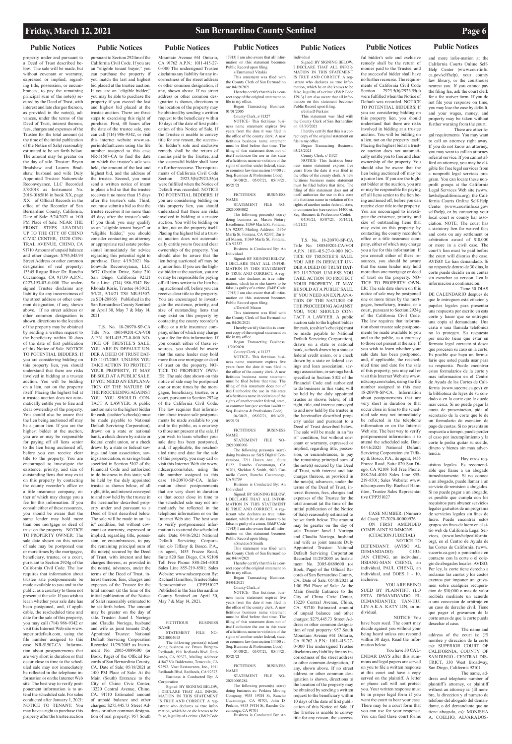property under and pursuant to a Deed of Trust described below. The sale will be made, but without covenant or warranty, expressed or implied, regarding title, possession, or encumbrances, to pay the remaining principal sum of the note(s) secured by the Deed of Trust, with interest and late charges thereon, as provided in the note(s), advances, under the terms of the Deed of Trust, interest thereon, fees, charges and expenses of the Trustee for the total amount (at the time of the initial publication of the Notice of Sale) reasonably estimated to be set forth below. The amount may be greater on the day of sale. Trustor: Bryan Bradshaw and Lauren Bradshaw, husband and wife Duly Appointed Trustee: Nationwide Reconveyance, LLC Recorded 5/8/2018 as Instrument No. 2018-0165816 in book XX, page XX of Official Records in the office of the Recorder of San Bernardino County, California, Date of Sale: 5/24/2021 at 1:00 PM Place of Sale: NEAR THE FRONT STEPS LEADING UP TO THE CITY OF CHINO CIVIC CENTER, 13220 CENTRAL AVENUE, CHINO, CA 91710 Amount of unpaid balance and other charges: $795,045.94 Street Address or other common designation of real property: 13345 Rogue River Dr. Rancho Cucamonga, CA 91739 A.P.N.: 0227-193-03-0-000 The undersigned Trustee disclaims any liability for any incorrectness of the street address or other common designation, if any, shown above. If no street address or other common designation is shown, directions to the location of the property may be obtained by sending a written request to the beneficiary within 10 days of the date of first publication of this Notice of Sale. NOTICE TO POTENTIAL BIDDERS: If you are considering bidding on this property lien, you should understand that there are risks involved in bidding at a trustee auction. You will be bidding on a lien, not on the property itself. Placing the highest bid at a trustee auction does not automatically entitle you to free and clear ownership of the property. You should also be aware that the lien being auctioned off may be a junior lien. If you are the highest bidder at the auction, you are or may be responsible for paying off all liens senior to the lien being auctioned off, before you can receive clear title to the property. You are encouraged to investigate the existence, priority, and size of outstanding liens that may exist on this property by contacting the county recorder's office or a title insurance company, either of which may charge you a fee for this information. If you consult either of these resources, you should be aware that the same lender may hold more than one mortgage or deed of trust on the property. NOTICE TO PROPERTY OWNER: The sale date shown on this notice of sale may be postponed one or more times by the mortgagee, beneficiary, trustee, or a court, pursuant to Section 2924g of the California Civil Code. The law requires that information about trustee sale postponements be made available to you and to the public, as a courtesy to those not present at the sale. If you wish to learn whether your sale date has been postponed, and, if applicable, the rescheduled time and date for the sale of this property, you may call (714) 986-9342 or visit this Internet Web site www.superiordefault.com, using the file number assigned to this case NR-51507-CA. Information about postponements that are very short in duration or that occur close in time to the scheduled sale may not immediately be reflected in the telephone information or on the Internet Web site. The best way to verify postponement information is to attend the scheduled sale. For sales conducted after January 1, 2021: NOTICE TO TENANT: You may have a right to purchase this property after the trustee auction pursuant to Section 2924m of the California Civil Code. If you are an "eligible tenant buyer," you can purchase the property if you match the last and highest bid placed at the trustee auction. If you are an "eligible bidder," you may be able to purchase the property if you exceed the last and highest bid placed at the trustee auction. There are three steps to exercising this right of purchase. First, 48 hours after the date of the trustee sale, you can call (714) 986-9342, or visit this internet website www.superiordefault.com using the file number assigned to this case NR-51507-CA to find the date on which the trustee's sale was held, the amount of the last and highest bid, and the address of the trustee. Second, you must send a written notice of intent to place a bid so that the trustee receives it no more than 15 days after the trustee's sale. Third, you must submit a bid so that the trustee receives it no more than 45 days after the trustee's sale. If you think you may qualify as an "eligible tenant buyer" or "eligible bidder," you should consider contacting an attorney or appropriate real estate professional immediately for advice regarding this potential right to purchase. Date: 4/19/2021 Nationwide Reconveyance, LLC 5677 Oberlin Drive, Suite 210 San Diego, California 92121 Sale Line: (714) 986-9342 By: Rhonda Rorie, Trustee (4/30/21, 5/7/21, 5/14/21 TS# NR-51507-ca SDI-20865) Published in the San Bernardino County Sentinel on April 30, May 7 & May 14, 2021

T.S. No. 18-20970-SP-CA Title No. 180549201-CA-VOI A.P.N. 1011-415-27-0-000 NOTICE OF TRUSTEE'S SALE. YOU ARE IN DEFAULT UNDER A DEED OF TRUST DATED 11/17/2005. UNLESS YOU TAKE ACTION TO PROTECT YOUR PROPERTY, IT MAY BE SOLD AT A PUBLIC SALE. IF YOU NEED AN EXPLANATION OF THE NATURE OF THE PROCEEDING AGAINST YOU, YOU SHOULD CONTACT A LAWYER. A public auction sale to the highest bidder for cash, (cashier's check(s) must be made payable to National Default Servicing Corporation), drawn on a state or national bank, a check drawn by a state or federal credit union, or a check drawn by a state or federal savings and loan association, savings association, or savings bank specified in Section 5102 of the Financial Code and authorized to do business in this state; will be held by the duly appointed trustee as shown below, of all right, title, and interest conveyed to and now held by the trustee in the hereinafter described property under and pursuant to a Deed of Trust described below. The sale will be made in an "as is" condition, but without covenant or warranty, expressed or implied, regarding title, possession, or encumbrances, to pay the remaining principal sum of the note(s) secured by the Deed of Trust, with interest and late charges thereon, as provided in the note(s), advances, under the terms of the Deed of Trust, interest thereon, fees, charges and expenses of the Trustee for the total amount (at the time of the initial publication of the Notice of Sale) reasonably estimated to be set forth below. The amount may be greater on the day of sale. Trustor: Junel J. Noriega and Claudia Noriega, husband and wife as joint tenants Duly Appointed Trustee: National Default Servicing Corporation Recorded 11/29/2005 as Instrument No. 2005-0889600 (or Book, Page) of the Official Records of San Bernardino County, CA. Date of Sale: 05/18/2021 at 1:00 PM Place of Sale: At the Main (South) Entrance to the City of Chino Civic Center, 13220 Central Avenue, Chino, CA. 91710 Estimated amount of unpaid balance and other charges: $275,445.73 Street Address or other common designation of real property: 957 South Mountain Avenue #61 Ontario, CA 91762 A.P.N.: 1011-415-27-0-000 The undersigned Trustee disclaims any liability for any incorrectness of the street address or other common designation, if any, shown above. If no street address or other common designation is shown, directions to the location of the property may be obtained by sending a written request to the beneficiary within 10 days of the date of first publication of this Notice of Sale. If the Trustee is unable to convey title for any reason, the successful bidder's sole and exclusive remedy shall be the return of monies paid to the Trustee, and the successful bidder shall have no further recourse. The requirements of California Civil Code Section 2923.5(b)/2923.55(c) were fulfilled when the Notice of Default was recorded. NOTICE TO POTENTIAL BIDDERS: If you are considering bidding on this property lien, you should understand that there are risks involved in bidding at a trustee auction. You will be bidding on a lien, not on the property itself. Placing the highest bid at a trustee auction does not automatically entitle you to free and clear ownership of the property. You should also be aware that the lien being auctioned off may be a junior lien. If you are the highest bidder at the auction, you are or may be responsible for paying off all liens senior to the lien being auctioned off, before you can receive clear title to the property. You are encouraged to investigate the existence, priority, and size of outstanding liens that may exist on this property by contacting the county recorder's office or a title insurance company, either of which may charge you a fee for this information. If you consult either of these resources, you should be aware that the same lender may hold more than one mortgage or deed of trust on the property. NOTICE TO PROPERTY OWNER: The sale date shown on this notice of sale may be postponed one or more times by the mortgagee, beneficiary, trustee, or a court, pursuant to Section 2924g of the California Civil Code. The law requires that information about trustee sale postponements be made available to you and to the public, as a courtesy to those not present at the sale. If you wish to learn whether your sale date has been postponed, and, if applicable, the rescheduled time and date for the sale of this property, you may call or visit this Internet Web site www.ndscorp.com/sales, using the file number assigned to this case 18-20970-SP-CA. Information about postponements that are very short in duration or that occur close in time to the scheduled sale may not immediately be reflected in the telephone information or on the Internet Web site. The best way to verify postponement information is to attend the scheduled sale. Date: 04/16/2021 National Default Servicing Corporation c/o Tiffany & Bosco, P.A., its agent, 1455 Frazee Road, Suite 820 San Diego, CA 92108 Toll Free Phone: 888-264-4010 Sales Line 855-219-8501; Sales Website: www.ndscorp.com By: Rachael Hamilton, Trustee Sales Representative CPP351027 Published in the San Bernardino County Sentinel on April 30, May 7 & May 14, 2021.

FICTITIOUS BUSINESS NAME STATEMENT FILE NO-20210004013

The following person(s) is(are) doing business as: Bravo Burgers-Redlands, 1911 Redlands Blvd., Redlands, CA 92373, Mailing Address: 41847 Via Balderama, Temecula, CA 92592, Vnat Restaurants, Inc., 1911 Redlands Blvd, Redlands, CA 92373

Business is Conducted By: A Corporation

Signed: BY SIGNING BELOW, I DECLARE THAT ALL INFORMATION IN THIS STATEMENT IS TRUE AND CORRECT. A registrant who declares as true information, which he or she knows to be false, is guilty of a crime. (B&P Code 17913) I am also aware that all information on this statement becomes Public Record upon filing.

s/Emmanuel Vitakis

This statement was filed with the County Clerk of San Bernardino on: 04/19/2021

I hereby certify that this is a correct copy of the original statement on file in my office.

Began Transacting Business: 01/01/2005

County Clerk, s/ I1327

NOTICE- This fictitious business name statement expires five years from the date it was filed in the office of the county clerk. A new fictitious business name statement must be filed before that time. The filing of this statement does not of itself authorize the use in this state of a fictitious name in violation of the rights of another under federal, state, or common law (see section 14400 et. Seq. Business & Professions Code).

04/30/21, 05/07/21, 05/14/21, 05/21/21

FICTITIOUS BUSINESS NAME STATEMENT FILE NO-20210004082

The following person(s) is(are) doing business as: Mason Notary Excellence, 11369 Marfa St, Fontana, CA 92337, Mailing Address: 11369 Marfa St, Fontana, CA 92337, Darriell Mason, 11369 Marfa St, Fontana, CA 92337

Business is Conducted By: An Individual

Signed: BY SIGNING BELOW, I DECLARE THAT ALL INFORMATION IN THIS STATEMENT IS TRUE AND CORRECT. A registrant who declares as true information, which he or she knows to be false, is guilty of a crime. (B&P Code 17913) I am also aware that all information on this statement becomes Public Record upon filing.

s/Darriell Mason

This statement was filed with the County Clerk of San Bernardino on: 04/20/2021

I hereby certify that this is a correct copy of the original statement on file in my office.

Began Transacting Business: 11/20/2020

County Clerk, s/ I1327

NOTICE- This fictitious business name statement expires five years from the date it was filed in the office of the county clerk. A new fictitious business name statement must be filed before that time. The filing of this statement does not of itself authorize the use in this state of a fictitious name in violation of the rights of another under federal, state, or common law (see section 14400 et. Seq. Business & Professions Code).

04/30/21, 05/07/21, 05/14/21, 05/21/21

FICTITIOUS BUSINESS NAME STATEMENT FILE NO-20210003903

The following person(s) is(are) doing business as: S&S Digital Conversions, 7211 Haven Ave., Suite E122, Rancho Cucamonga, CA 91701, Sheldon S Smith, 5613 Carmello Court, Rancho Cucamonga, CA 91739

Business is Conducted By: An Individual

Signed: BY SIGNING BELOW, I DECLARE THAT ALL INFORMATION IN THIS STATEMENT IS TRUE AND CORRECT. A registrant who declares as true information, which he or she knows to be false, is guilty of a crime. (B&P Code 17913) I am also aware that all information on this statement becomes Public Record upon filing.

s/Sheldon S Smith

This statement was filed with the County Clerk of San Bernardino on: 04/14/2021

I hereby certify that this is a correct copy of the original statement on file in my office.

Began Transacting Business: 04/04/2021

County Clerk, s/

NOTICE- This fictitious business name statement expires five years from the date it was filed in the office of the county clerk. A new fictitious business name statement must be filed before that time. The filing of this statement does not of itself authorize the use in this state of a fictitious name in violation of the rights of another under federal, state, or common law (see section 14400 et. Seq. Business & Professions Code).

04/30/21, 05/07/21, 05/14/21, 05/21/21

FICTITIOUS BUSINESS NAME STATEMENT FILE NO-20210003284

The following person(s) is(are) doing business as: Perkins Moving Company, 9353 19TH St. Rancho Cucamonga, CA 91701, John D. Perkins, 9353 19TH St, Rancho Cucamonga, CA 91701

Business is Conducted By: An Individual

Signed: BY SIGNING BELOW, I DECLARE THAT ALL INFORMATION IN THIS STATEMENT IS TRUE AND CORRECT. A registrant who declares as true information, which he or she knows to be false, is guilty of a crime. (B&P Code 17913) I am also aware that all information on this statement becomes Public Record upon filing.

s/John D Perkins

This statement was filed with the County Clerk of San Bernardino on: 03/30/2021

I hereby certify that this is a correct copy of the original statement on file in my office.

Began Transacting Business: 03/23/2021

County Clerk, s/ I1327

NOTICE- This fictitious business name statement expires five years from the date it was filed in the office of the county clerk. A new fictitious business name statement must be filed before that time. The filing of this statement does not of itself authorize the use in this state of a fictitious name in violation of the rights of another under federal, state, or common law (see section 14400 et. Seq. Business & Professions Code).

04/30/21, 05/07/21, 05/14/21, 05/21/21

T.S. No. 18-20970-SP-CA Title No. 180549201-CA-VOI A.P.N. 1011-415-27-0-000 NOTICE OF TRUSTEE'S SALE. YOU ARE IN DEFAULT UNDER A DEED OF TRUST DATED 11/17/2005. UNLESS YOU TAKE ACTION TO PROTECT YOUR PROPERTY, IT MAY BE SOLD AT A PUBLIC SALE. IF YOU NEED AN EXPLANATION OF THE NATURE OF THE PROCEEDING AGAINST YOU, YOU SHOULD CONTACT A LAWYER. A public auction sale to the highest bidder for cash, (cashier's check(s) must be made payable to National Default Servicing Corporation), drawn on a state or national bank, a check drawn by a state or federal credit union, or a check drawn by a state or federal savings and loan association, savings association, or savings bank specified in Section 5102 of the Financial Code and authorized to do business in this state; will be held by the duly appointed trustee as shown below, of all right, title, and interest conveyed to and now held by the trustee in the hereinafter described property under and pursuant to a Deed of Trust described below. The sale will be made in an "as is" condition, but without covenant or warranty, expressed or implied, regarding title, possession, or encumbrances, to pay the remaining principal sum of the note(s) secured by the Deed of Trust, with interest and late charges thereon, as provided in the note(s), advances, under the terms of the Deed of Trust, interest thereon, fees, charges and expenses of the Trustee for the total amount (at the time of the initial publication of the Notice of Sale) reasonably estimated to be set forth below. The amount may be greater on the day of sale. Trustor: Junel J. Noriega and Claudia Noriega, husband and wife as joint tenants Duly Appointed Trustee: National Default Servicing Corporation Recorded 11/29/2005 as Instrument No. 2005-0889600 (or Book, Page) of the Official Records of San Bernardino County, CA. Date of Sale: 05/18/2021 at 1:00 PM Place of Sale: At the Main (South) Entrance to the City of Chino Civic Center, 13220 Central Avenue, Chino, CA. 91710 Estimated amount of unpaid balance and other charges: $275,445.73 Street Address or other common designation of real property: 957 South Mountain Avenue #61 Ontario, CA 91762 A.P.N.: 1011-415-27-0-000 The undersigned Trustee disclaims any liability for any incorrectness of the street address or other common designation, if any, shown above. If no street address or other common designation is shown, directions to the location of the property may be obtained by sending a written request to the beneficiary within 10 days of the date of first publication of this Notice of Sale. If the Trustee is unable to convey title for any reason, the successful bidder's sole and exclusive remedy shall be the return of monies paid to the Trustee, and the successful bidder shall have no further recourse. The requirements of California Civil Code Section 2923.5(b)/2923.55(c) were fulfilled when the Notice of Default was recorded. NOTICE TO POTENTIAL BIDDERS: If you are considering bidding on this property lien, you should understand that there are risks involved in bidding at a trustee auction. You will be bidding on a lien, not on the property itself. Placing the highest bid at a trustee auction does not automatically entitle you to free and clear ownership of the property. You should also be aware that the lien being auctioned off may be a junior lien. If you are the highest bidder at the auction, you are or may be responsible for paying off all liens senior to the lien being auctioned off, before you can receive clear title to the property. You are encouraged to investigate the existence, priority, and size of outstanding liens that may exist on this property by contacting the county recorder's office or a title insurance company, either of which may charge you a fee for this information. If you consult either of these resources, you should be aware that the same lender may hold more than one mortgage or deed of trust on the property. NOTICE TO PROPERTY OWNER: The sale date shown on this notice of sale may be postponed one or more times by the mortgagee, beneficiary, trustee, or a court, pursuant to Section 2924g of the California Civil Code. The law requires that information about trustee sale postponements be made available to you and to the public, as a courtesy to those not present at the sale. If you wish to learn whether your sale date has been postponed, and, if applicable, the rescheduled time and date for the sale of this property, you may call or visit this Internet Web site www.ndscorp.com/sales, using the file number assigned to this case 18-20970-SP-CA. Information about postponements that are very short in duration or that occur close in time to the scheduled sale may not immediately be reflected in the telephone information or on the Internet Web site. The best way to verify postponement information is to attend the scheduled sale. Date: 04/16/2021 National Default Servicing Corporation c/o Tiffany & Bosco, P.A., its agent, 1455 Frazee Road, Suite 820 San Diego, CA 92108 Toll Free Phone: 888-264-4010 Sales Line 855-219-8501; Sales Website: www.ndscorp.com By: Rachael Hamilton, Trustee Sales Representative CPP351027

CASE NUMBER: (Numero del Caso): 37-2020-00000926

ON FIRST AMENDED COMPLAINT SUMMONS (CITACION JUDICIAL)

NOTICE TO DEFENDANT: (AVISO AL DEMANDADO): CHU-JAN CHENG, an individual, HSIANG-MAN CHENG, an individual, PAUL CHENG, an individual, and DOES 1 - 10, inclusive.

YOU ARE BEING SUED BY PLAINTIFF: (LO ESTA DEMANDANDO EL DEMANDANTE): TAN-HUI LIN A.K.A. KATY LIN, an individual.

NOTICE! You have been sued. The court may decide against you without your being heard unless you respond within 30 days. Read the information below.

You have 30 CALENDAR DAYS after this summons and legal papers are served on you to file a written response at this court and have a copy served on the plaintiff. A letter or phone call will not protect you. Your written response must be in proper legal form if you want the court to hear your case. There may be a court form that you can use for your response. You can find these court forms and more information at the California Courts Online Self-Help Center (www.courtinfo.ca.gov/selfhelp), your county law library, or the courthouse nearest you. If you cannot pay the filing fee, ask the court clerk for a fee waiver form. If you do not file your response on time, you may lose the case by default, and your wages, money, and property may be taken without further warning from the court.

There are other legal requirements. You may want to call an attorney right away. If you do not know an attorney, you may want to call an attorney referral service. If you cannot afford an attorney, you may be eligible for free legal services from a nonprofit legal services program. You can locate these nonprofit groups at the California Legal Services Web site (www.lawhelpcalifornia.org), the California Courts Online Self-Help Center (www.courtinfo.ca.gov/selfhelp), or by contacting your local court or county bar association. NOTE: The court has a statutory lien for waived fees and costs on any settlement or arbitration award of $10,000 or more in a civil case. The court's lien must be paid before the court will dismiss the case. AVISO! Lo han demandado. Si no responde dentro de 30 dias, la corte puede decidir en su contra sin escuchar su version. Lea la informacion a continuacion.

Tiene 30 DIAS DE CALENDARIO despues de que le entreguen esta citacion y papeles legales para presentar una respuesta por escrito en esta corte y hacer que se entregue una copia al demandante. Una carta o una llamada telefonica no lo protegen. Su respuesta por escrito tiene que estar en formato legal correcto si desea que procesen su caso en la corte. Es posible que haya un formulario que usted pueda usar para su respuesta. Puede encontrar estos formularios de la corte y mas informacion en el Centro de Ayuda de las Cortes de California (www.sucorte.ca.gov) en la biblioteca de leyes de su condado o en la corte que le quede mas cerca. Si no puede pagar la cuota de presentacion, pida al secretario de la corte que le de un formulario de exencion de pago de cuotas. Si no presenta su respuesta a tiempo, puede perder el caso por incumplimiento y la corte le podra quitar su sueldo, dinero y bienes sin mas advertencia.

Hay otros requisitos legales. Es recomendable que llame a un abogado inmediatamente. Si no conoce a un abogado, puede llamar a un servicio de remision a abogados. Si no puede pagar a un abogado, es posible que cumpla con los requisitos para obtener servicios legales gratuitos de un programa de servicios legales sin fines de lucro. Puede encontrar estos grupos sin fines de lucro en el sitio web de California Legal Services, (www.lawhelpcalifornia.org), en el Centro de Ayuda de las Cortes de California, (www.sucorte.ca.gov) o poniendose en contacto con la corte o el colegio de abogados locales. AVISO: Por ley, la corte tiene derecho a reclamar las cuotas y los costos exentos por imponer un gravamen sobre cualquier recuperacion de $10,000 o mas de valor recibida mediante un acuerdo o una concesion de arbitraje en un caso de derecho civil. Tiene que pagar el gravamen de la corte antes de que la corte pueda desechar el caso.

The name and address of the court is: (El nombre y direccion de la corte es): SUPERIOR COURT OF CALIFORNIA, COUNTY OF SAN DIEGO - CENTRAL DISTRICT, 330 West Broadway, San Diego, California 92101

The name, address and telephone number of plaintiff's attorney, or plaintiff without an attorney is: (El nombre, la direccion y el numero de telefono del abogado del demandante, o del demandante que no tiene abogado, es): MONISHA A. COELHO, ALVARADOS-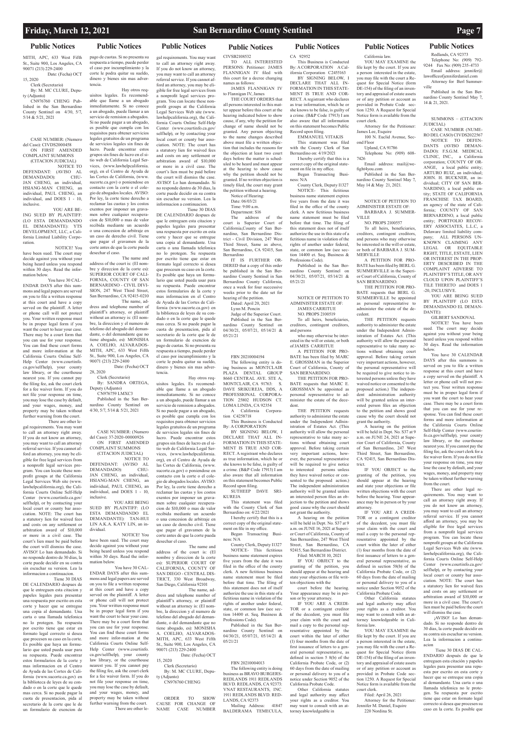MITH, APC, 633 West Fifth St., Suite 900, Los Angeles, CA 90071 (213) 229-2400

Date: (Fecha) OCT 15, 2020

Clerk (Secretario)

By: M. MC CLURE, Deputy (Adjunto)

CN976760 CHENG Published in the San Bernardino County Sentinel on 4/30, 5/7, 5/14 & 5/21, 2021

CASE NUMBER: (Numero del Caso): CIVDS2000458

ON FIRST AMENDED COMPLAINT SUMMONS (CITACION JUDICIAL)

NOTICE TO DEFENDANT: (AVISO AL DEMANDADO): CHU-JAN CHENG, an individual, HSIANG-MAN CHENG, an individual, PAUL CHENG, an individual, and DOES 1 - 10, inclusive.

YOU ARE BEING SUED BY PLAINTIFF: (LO ESTA DEMANDANDO EL DEMANDANTE): YTS DEVELOPMENT, LLC, a California Limited Liability Corporation.

NOTICE! You have been sued. The court may decide against you without your being heard unless you respond within 30 days. Read the information below.

You have 30 CALENDAR DAYS after this summons and legal papers are served on you to file a written response at this court and have a copy served on the plaintiff. A letter or phone call will not protect you. Your written response must be in proper legal form if you want the court to hear your case. There may be a court form that you can use for your response. You can find these court forms and more infor-mation at the California Courts Online Self-Help Center (www.courtinfo.ca.gov/selfhelp), your county law library, or the courthouse nearest you. If you cannot pay the filing fee, ask the court clerk for a fee waiver form. If you do not file your response on time, you may lose the case by default, and your wages, money, and property may be taken without further warning from the court.

There are other legal requirements. You may want to call an attorney right away. If you do not know an attorney, you may want to call an attorney referral service. If you cannot afford an attorney, you may be eligible for free legal services from a nonprofit legal services program. You can locate these nonprofit groups at the California Legal Services Web site (www.lawhelpcalifornia.org), the California Courts Online Self-Help Center (www.courtinfo.ca.gov/selfhelp), or by contacting your local court or county bar association. NOTE: The court has a statutory lien for waived fees and costs on any settlement or arbitration award of $10,000 or more in a civil case. The court's lien must be paid before the court will dismiss the case. AVISO! Lo han demandado. Si no responde dentro de 30 dias, la corte puede decidir en su contra sin escuchar su version. Lea la informacion a continuacion.

Tiene 30 DIAS DE CALENDARIO despues de que le entreguen esta citacion y papeles legales para presentar una respuesta por escrito en esta corte y hacer que se entregue una copia al demandante. Una carta o una llamada telefonica no lo protegen. Su respuesta por escrito tiene que estar en formato legal correcto si desea que procesen su caso en la corte. Es posible que haya un formulario que usted pueda usar para su respuesta. Puede encontrar estos formularios de la corte y mas informacion en el Centro de Ayuda de las Cortes de California (www.sucorte.ca.gov) en la biblioteca de leyes de su condado o en la corte que le quede mas cerca. Si no puede pagar la cuota de presentacion, pida al secretario de la corte que le de un formulario de exencion de pago de cuotas. Si no presenta su respuesta a tiempo, puede perder el caso por incumplimiento y la corte le podra quitar su sueldo, dinero y bienes sin mas advertencia.

Hay otros requisitos legales. Es recomendable que llame a un abogado inmediatamente. Si no conoce a un abogado, puede llamar a un servicio de remision a abogados. Si no puede pagar a un abogado, es posible que cumpla con los requisitos para obtener servicios legales gratuitos de un programa de servicios legales sin fines de lucro. Puede encontrar estos grupos sin fines de lucro en el sitio web de California Legal Services, (www.lawhelpcalifornia.org), en el Centro de Ayuda de las Cortes de California, (www.sucorte.ca.gov) o poniendose en contacto con la corte o el colegio de abogados locales. AVISO: Por ley, la corte tiene derecho a reclamar las cuotas y los costos exentos por imponer un gravamen sobre cualquier recuperacion de $10,000 o mas de valor recibida mediante un acuerdo o una concesion de arbitraje en un caso de derecho civil. Tiene que pagar el gravamen de la corte antes de que la corte pueda desechar el caso.

The name and address of the court is: (El nombre y direccion de la corte es): SUPERIOR COURT OF CALIFORNIA, COUNTY OF SAN BERNARDINO - CIVIL DIVISION, 247 West Third Street, San Bernardino, CA 92415-0210

The name, address and telephone number of plaintiff's attorney, or plaintiff without an attorney is: (El nombre, la direccion y el numero de telefono del abogado del demandante, o del demandante que no tiene abogado, es): MONISHA A. COELHO, ALVARADOSMITH, APC, 633 West Fifth St., Suite 900, Los Angeles, CA 90071 (213) 229-2400

Date: (Fecha) OCT 28, 2020

Clerk (Secretario)

By: SANDRA ORTEGA, Deputy (Adjunto)

CN976759 LMXC3

Published in the San Bernardino County Sentinel on 4/30, 5/7, 5/14 & 5/21, 2021

CASE NUMBER: (Numero del Caso): 37-2020-00000926

ON FIRST AMENDED COMPLAINT SUMMONS (CITACION JUDICIAL)

NOTICE TO DEFENDANT: (AVISO AL DEMANDADO): CHU-JAN CHENG, an individual, HSIANG-MAN CHENG, an individual, PAUL CHENG, an individual, and DOES 1 - 10, inclusive.

YOU ARE BEING SUED BY PLAINTIFF: (LO ESTA DEMANDANDO EL DEMANDANTE): TAN-HUI LIN A.K.A. KATY LIN, an individual.

NOTICE! You have been sued. The court may decide against you without your being heard unless you respond within 30 days. Read the information below.

You have 30 CALENDAR DAYS after this summons and legal papers are served on you to file a written response at this court and have a copy served on the plaintiff. A letter or phone call will not protect you. Your written response must be in proper legal form if you want the court to hear your case. There may be a court form that you can use for your response. You can find these court forms and more infor-mation at the California Courts Online Self-Help Center (www.courtinfo.ca.gov/selfhelp), your county law library, or the courthouse nearest you. If you cannot pay the filing fee, ask the court clerk for a fee waiver form. If you do not file your response on time, you may lose the case by default, and your wages, money, and property may be taken without further warning from the court.

There are other legal requirements. You may want to call an attorney right away. If you do not know an attorney, you may want to call an attorney referral service. If you cannot afford an attorney, you may be eligible for free legal services from a nonprofit legal services program. You can locate these nonprofit groups at the California Legal Services Web site (www.lawhelpcalifornia.org), the California Courts Online Self-Help Center (www.courtinfo.ca.gov/selfhelp), or by contacting your local court or county bar association. NOTE: The court has a statutory lien for waived fees and costs on any settlement or arbitration award of $10,000 or more in a civil case. The court's lien must be paid before the court will dismiss the case. AVISO! Lo han demandado. Si no responde dentro de 30 dias, la corte puede decidir en su contra sin escuchar su version. Lea la informacion a continuacion.

Tiene 30 DIAS DE CALENDARIO despues de que le entreguen esta citacion y papeles legales para presentar una respuesta por escrito en esta corte y hacer que se entregue una copia al demandante. Una carta o una llamada telefonica no lo protegen. Su respuesta por escrito tiene que estar en formato legal correcto si desea que procesen su caso en la corte. Es posible que haya un formulario que usted pueda usar para su respuesta. Puede encontrar estos formularios de la corte y mas informacion en el Centro de Ayuda de las Cortes de California (www.sucorte.ca.gov) en la biblioteca de leyes de su condado o en la corte que le quede mas cerca. Si no puede pagar la cuota de presentacion, pida al secretario de la corte que le de un formulario de exencion de pago de cuotas. Si no presenta su respuesta a tiempo, puede perder el caso por incumplimiento y la corte le podra quitar su sueldo, dinero y bienes sin mas advertencia.

Hay otros requisitos legales. Es recomendable que llame a un abogado inmediatamente. Si no conoce a un abogado, puede llamar a un servicio de remision a abogados. Si no puede pagar a un abogado, es posible que cumpla con los requisitos para obtener servicios legales gratuitos de un programa de servicios legales sin fines de lucro. Puede encontrar estos grupos sin fines de lucro en el sitio web de California Legal Services, (www.lawhelpcalifornia.org), en el Centro de Ayuda de las Cortes de California, (www.sucorte.ca.gov) o poniendose en contacto con la corte o el colegio de abogados locales. AVISO: Por ley, la corte tiene derecho a reclamar las cuotas y los costos exentos por imponer un gravamen sobre cualquier recuperacion de $10,000 o mas de valor recibida mediante un acuerdo o una concesion de arbitraje en un caso de derecho civil. Tiene que pagar el gravamen de la corte antes de que la corte pueda desechar el caso.

The name and address of the court is: (El nombre y direccion de la corte es): SUPERIOR COURT OF CALIFORNIA, COUNTY OF SAN DIEGO - CENTRAL DISTRICT, 330 West Broadway, San Diego, California 92101

The name, address and telephone number of plaintiff's attorney, or plaintiff without an attorney is: (El nombre, la direccion y el numero de telefono del abogado del demandante, o del demandante que no tiene abogado, es): MONISHA A. COELHO, ALVARADOSMITH, APC, 633 West Fifth St., Suite 900, Los Angeles, CA 90071 (213) 229-2400

Date: (Fecha) OCT 15, 2020

Clerk (Secretario)

By: M. MC CLURE, Deputy (Adjunto)

CN976760 CHENG

ORDER TO SHOW CAUSE FOR CHANGE OF NAME CASE NUMBER CIVSB2108532

TO ALL INTERESTED PERSONS: Petitioner: JAMES FLANNIGAN IV filed with this court for a decree changing names as follows:

JAMES FLANNIGAN IV to Flannigan IV, James

THE COURT ORDERS that all persons interested in this matter appear before this court at the hearing indicated below to show cause, if any, why the petition for change of name should not be granted. Any person objecting to the name changes described above must file a written objection that includes the reasons for the objection at least two court days before the matter is scheduled to be heard and must appear at the hearing to show cause why the petition should not be granted. If no written objection is timely filed, the court may grant the petition without a hearing.

Notice of Hearing:

Date: 06/03/21

Time: 9:00 a.m.

Department: S16

The address of the court is Superior Court of California,County of San Bernardino, San Bernardino District - Civil Division, 247 West Third Street, Same as above, San Bernardino, CA 92415, San Bernardino

IT IS FURTHER ORDERED that a copy of this order be published in the San Bernardino County Sentinel in San Bernardino County California, once a week for four successive weeks prior to the date set for hearing of the petition.

Dated: April 20, 2021

Lynn M. Poncin

Judge of the Superior Court.

Published in the San Bernardino County Sentinel on 04/30/21, 05/07/21, 05/14/21 & 05/21/21

FBN 20210004194

The following entity is doing business as MONTCLAIR PLAZA DENTAL GROUP 8660 CENTRAL AVE. STE A, MONTCLAIR, CA 91763: S. DAVE SRIKUREJA, DDS, A PROFESSIONAL CORPORATION 25802 HUDSON CT. LOMA LINDA, CA 92354

A California Corporation C4258718

This Business is Conducted By: A CORPORATION

BY SIGNING BELOW, I DECLARE THAT ALL INFORMATION IN THIS STATEMENT IS TRUE AND CORRECT. A registrant who declares as true information, which he or she knows to be false, is guilty of a crime. (B&P Code 17913) I am also aware that all information on this statement becomes Public Record upon filing.

SUTHEEP DAVE SRIKUREJA

This statement was filed with the County Clerk of San Bernardino on: 4/22/2021

I hereby certify that this is a correct copy of the original statement on file in my office.

Began Transacting Business: N/A

County Clerk, Deputy I1327

NOTICE- This fictitious business name statement expires five years from the date it was filed in the office of the county clerk. A new fictitious business name statement must be filed before that time. The filing of this statement does not of itself authorize the use in this state of a fictitious name in violation of the rights of another under federal, state, or common law (see section 14400 et. Seq. Business & Professions Code).

Published in the San Bernardino County Sentinel on 04/30/21, 05/07/21, 05/14/21 & 05/21/21

FBN 20210004013

The following entity is doing business as BRAVO BURGERS-REDLANDS 1911 REDLANDS BLVD. REDLANDS, CA 92373: VNAT RESTAURANTS, INC. 1911 REDLANDS BLVD. REDLANDS, CA 92373

Mailing Address: 41847 BALDERAMA TEMECULA, CA 92952

This Business is Conducted By: A CORPORATION A California Corporation C2455163

BY SIGNING BELOW, I DECLARE THAT ALL INFORMATION IN THIS STATEMENT IS TRUE AND CORRECT. A registrant who declares as true information, which he or she knows to be false, is guilty of a crime. (B&P Code 17913) I am also aware that all information on this statement becomes Public Record upon filing.

EMMANUEL VITAKIS

This statement was filed with the County Clerk of San Bernardino on: 4/19/2021

I hereby certify that this is a correct copy of the original statement on file in my office.

Began Transacting Business: N/A

County Clerk, Deputy I1327

NOTICE- This fictitious business name statement expires five years from the date it was filed in the office of the county clerk. A new fictitious business name statement must be filed before that time. The filing of this statement does not of itself authorize the use in this state of a fictitious name in violation of the rights of another under federal, state, or common law (see section 14400 et. Seq. Business & Professions Code).

Published in the San Bernardino County Sentinel on 04/30/21, 05/07/21, 05/14/21 & 05/21/21

NOTICE OF PETITION TO ADMINISTER ESTATE OF: JAMES CARRITUE

NO. PROPS 2100519

To all heirs, beneficiaries, creditors, contingent creditors, and persons who may otherwise be interested in the will or estate, or both of JAMES CARRITUE

A PETITION FOR PROBATE has been filed by MARC E. GROSSMAN in the Superior Court of California, County of SAN BERNARDINO.

THE PETITION FOR PROBATE requests that MARC E. GROSSMAN be appointed as personal representative to administer the estate of the decedent.

THE PETITION requests authority to administer the estate under the Independent Adlninistration of Estates Act. (This authority will allow the personal representative to take many actions without obtaining court approval. Before taking certain very important actions, however, the personal representative will be required to give notice to interested persons unless they have waived notice or consented to the proposed action.) The independent administration authority will be granted unless an interested person files an objection to the petition and shows good cause why the court should not grant the authority.

A hearing on the petition will be held in Dept. No. S37 at 9 a.m. on JUNE 16, 2021 at Superior Court of California, County of San Bernardino, 247 West Third Street, San Bernardino, CA 92415, San Bernardino District.

Filed: MARCH 10, 2021

IF YOU OBJECT to the granting of the petition, you should appear at the hearing and state your objections or file written objections with the court before the hearing. Your appearance may be in person or by your attorney.

IF YOU ARE A CREDITOR or a contingent creditor of the decedent, you must file your claim with the court and mail a copy to the personal representative appointed by the court within the later of either (1) four months from the date of first issuance of letters to a general personal representative, as defined in section 58(b) of the California Probate Code, or (2) 60 days from the date of mailing or personal delivery to you of a notice under Section 9052 of the California Probate Code.

Other California statutes and legal authority may affect your rights as a creditor. You may want to consult with an attorney knowledgeable in California law.

YOU MAY EXAMINE the file kept by the court. If you are a person interested in the estate, you may file with the court a Request for Special Notice (form DE-154) of the filing of an inventory and appraisal of estate assets or of any petition or account as provided in Probate Code section 1250. A Request for Special Notice form is available from the court clerk.

Attorney for the Petitioner: James Lee, Esquire

100 N. Euclid Avenue, Second Floor

Upland, CA 91786

Telephone No: (909) 608-7426

Email address: mail@wefight4you.com

Published in the San Bernardino County Sentinel May 7, May 14 & May 21, 2021.

NOTICE OF PETITION TO ADMINISTER ESTATE OF: BARBARA J. SUMMERVILLE

NO. PROPS 2100557

To all heirs, beneficiaries, creditors, contingent creditors, and persons who may otherwise be interested in the will or estate, or both of BARBARA J. SUMMERVILLE

A PETITION FOR PROBATE has been filed by BERL G. SUMMERVILLE in the Superior Court of California, County of SAN BERNARDINO.

THE PETITION FOR PROBATE requests that BERL G. SUMMERVILLE be appointed as personal representative to administer the estate of the decedent.

THE PETITION requests authority to administer the estate under the Independent Administration of Estates Act. (This authority will allow the personal representative to take many actions without obtaining court approval. Before taking certain very important actions, however, the personal representative will be required to give notice to interested persons unless they have waived notice or consented to the proposed action.) The independent administration authority will be granted unless an interested person files an objection to the petition and shows good cause why the court should not grant the authority.

A hearing on the petition will be held in Dept. No. S37 at 9 a.m. on JUNE 24, 2021 at Superior Court of California, County of San Bernardino, 247 West Third Street, San Bernardino, CA 92415, San Bernardino District.

IF YOU OBJECT to the granting of the petition, you should appear at the hearing and state your objections or file written objections with the court before the hearing. Your appearance may be in person or by your attorney.

IF YOU ARE A CREDITOR or a contingent creditor of the decedent, you must file your claim with the court and mail a copy to the personal representative appointed by the court within the later of either (1) four months from the date of first issuance of letters to a general personal representative, as defined in section 58(b) of the California Probate Code, or (2) 60 days from the date of mailing or personal delivery to you of a notice under Section 9052 of the California Probate Code.

Other California statutes and legal authority may affect your rights as a creditor. You may want to consult with an attorney knowledgeable in California law.

YOU MAY EXAMINE the file kept by the court. If you are a person interested in the estate, you may file with the court a Request for Special Notice (form DE-154) of the filing of an inventory and appraisal of estate assets or of any petition or account as provided in Probate Code section 1250. A Request for Special Notice form is available from the court clerk.

Filed: April 26, 2021

Attorney for the Petitioner: Jennifer M. Daniel, Esquire

220 Nordina St.

Redlands, CA 92373

Telephone No: (909) 792-9244 Fax No: (909) 235-4733

Email address: jennifer@lawofficeofjenniferdaniel.com

Attorney for Berl Summerville

Published in the San Bernardino County Sentinel May 7, 14 & 21, 2021.

SUMMONS – (CITACION JUDICIAL)

CASE NUMBER (NUMERO DEL CASO) CIVDS2022567

NOTICE TO DEFENDANTS (AVISO DEMANDADO): F.S.G.M. MEDICAL CLINIC, INC., a California corporation; COUNTY OF ORANGE, a local public entity; ARTURO RUIZ, an individual; JOHN. H. BUCKNER, an individual; CITY OF SAN BERNARDINO, a local public entity; STATE OF CALIFORNIA FRANCHISE TAX BOARD, an agency of the state of California; COUNTY OF SAN BERNARDINO, a local public entity; PORTFOLIO RECOVERY ASSOCIATES, L.L.C, a Delaware limited liability company; ALL PERSONS UNKNOWN CLAIMING ANY LEGAL OR EQUITABLE RIGHT, TITLE, ESTATE, LIEN OR INTEREST IN THE PROPERTY DESCRIBED IN THE COMPLAINT ADVERSE TO PLAINTIFF'S TITLE, OR ANY CLOUD UPON PLAINTIFF'S TILE THERETO and DOES 1 -20, INCLUSIVE.

YOU ARE BEING SUED BY PLAINTIFF (LO ESTA DEMANDANDO EL DEMANDANTE):

GILBERT SANDOVAL

NOTICE! You have been sued. The court may decide against you without your being heard unless you respond within 30 days. Read the information below.

You have 30 CALENDAR DAYS after this summons is served on you to file a written response at this court and have a copy served on the plaintiff. A letter or phone call will not protect you. Your written response must be in proper legal form if you want the court to hear your case. There may be a court form that you can use for your response. You can find these court forms and more information at the California Courts Online Self-Help Center (www.courtinfo.ca.gov/selfhelp), your county law library, or the courthouse nearest you. If you cannot pay the filing fee, ask the court clerk for a fee waiver form. If you do not file your response on time, you may lose the case by default, and your wages, money, and property may be taken without further warning from the court.

There are other legal requirements. You may want to call an attorney right away. If you do not know an attorney, you may want to call an attorney referral service. If you cannot afford an attorney, you may be eligible for free legal services from a nonprofit legal services program. You can locate these nonprofit groups at the California Legal Services Web site (www.lawhelpcalifornia.org), the California Courts Online Self-Help Center (www.courtinfo.ca.gov/selfhelp), or by contacting your local court or county bar association. NOTE: The court has a statutory lien for waived fees and costs on any settlement or arbitration award of $10,000 or more in a civil case. The court's lien must be paid before the court will dismiss the case.

¡AVISO! Lo han demandado. Si no responde dentro de 30 días, la corte puede decidir en su contra sin escuchar su version. Lea la informacion a continuacion

Tiene 30 DIAS DE CALENDARIO después de que le entreguen esta citación y papeles legales para presentar una repuesta por escrito en esta corte y hacer que se entregue una copia al demandante. Una carta o una llamada telefonica no le protegen. Su respuesta por escrito tiene que estar en formato legal correcto si desea que procesen su caso en la corte. Es posible que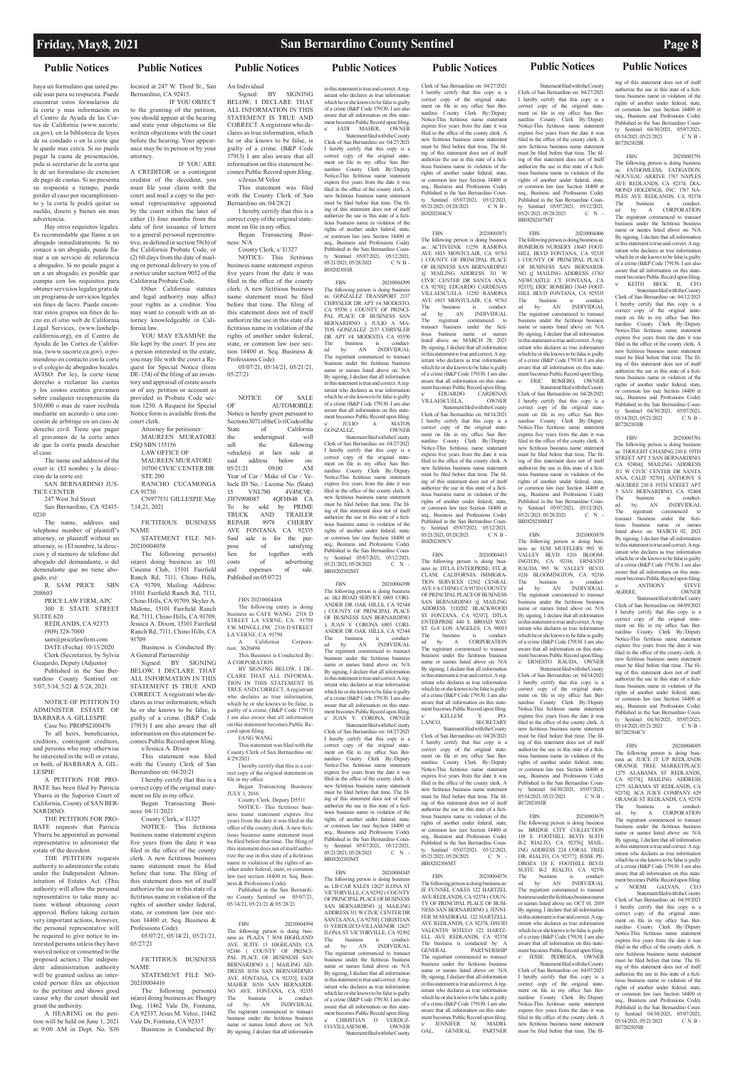haya un formulano que usted puede usar para su respuesta. Puede encontrar estos formularios de la corte y mas informacion en el Centro de Ayuda de las Cortes de California (www.sucorte.ca.gov), en la biblioteca de leyes de su condado o en la corte que le quede mas cerca. Si no puede pagar la cuota de presentación, pida si secretario de la corta que le de un formulario de exencion de pago de cuotas. Si no presenta su respuesta a tiempo, puede perder el caso por incumplimiento y la corta le podrá quitar su sueldo, dinero y bienes sin mas advertencia.

Hay otros requisitos legales. Es recomendable que llame a un abogado inmediatamente. Si no conace a un abogado, puede llamar a un servicio de referencia a abogados. Si no peude pagar a un a un abogado, es posible que cumpia con los requisitos para obtener servicios legales gratuitos de un programa de servicios legales sin fines de lucro. Puede encontrar estos grupos sin fines de lucro en el sitio web de California Legal Services, (www.lawhelpcalifornia.org), en el Centro de Ayuda de las Cortes de California, (www.sucorte.ca.gov), o poniendose en contacto con la corte o el colegio de abogados locales. AVISO: Por ley, la corte tiene derecho a reclamar las cuotas y los costos exentos gravamen sobre cualquier recuperación da $10,000 o mas de vaior recibida mediante un aceurdo o una concesión de arbitraje en un caso de derecho civil. Tiene que pagar el gravamen de la corta antes de que la corta pueda desechar el caso.

The name and address of the court is: (El nombre y la direccion de la corte es):

SAN BERNARDINO JUSTICE CENTER
247 West 3rd Street
San Bernardino, CA 92415-0210

The name, address and telephone number of plaintiff's attorney, or plaintiff without an attorney, is: (El nombre, la direccion y el numero de telefono del abogado del demandante, o del demendante que no tiene abogado, es):

R. SAM PRICE SBN 208603
PRICE LAW FIRM, APC
300 E STATE STREET SUITE 620
REDLANDS, CA 92373
(909) 328-7000
sam@pricelawfirm.com
DATE (Fecha): 10/13/2020
Clerk (Secretario), by Sylvia Guajardo, Deputy (Adjunto)

Published in the San Bernardino County Sentinel on: 5/07, 5/14, 5/21 & 5/28, 2021.

NOTICE OF PETITION TO ADMINISTER ESTATE OF BARBARA A. GILLESPIE
Case No. PROPS2100476

To all heirs, beneficiaries, creditors, contingent creditors, and persons who may otherwise be interested in the will or estate, or both, of BARBARA A. GILLESPIE

A PETITION FOR PROBATE has been filed by Patricia Ybarra in the Superior Court of California, County of SAN BERNARDINO.

THE PETITION FOR PROBATE requests that Patricia Ybarra be appointed as personal representative to administer the estate of the decedent.

THE PETITION requests authority to administer the estate under the Independent Administration of Estates Act. (This authority will allow the personal representative to take many actions without obtaining court approval. Before taking certain very important actions, however, the personal representative will be required to give notice to interested persons unless they have waived notice or consented to the proposed action.) The independent administration authority will be granted unless an interested person files an objection to the petition and shows good cause why the court should not grant the authority.

A HEARING on the petition will be held on June 1, 2021 at 9:00 AM in Dept. No. S36 located at 247 W. Third St., San Bernardino, CA 92415.

IF YOU OBJECT to the granting of the petition, you should appear at the hearing and state your objections or file written objections with the court before the hearing. Your appearance may be in person or by your attorney.

IF YOU ARE A CREDITOR or a contingent creditor of the decedent, you must file your claim with the court and mail a copy to the personal representative appointed by the court within the later of either (1) four months from the date of first issuance of letters to a general personal representative, as defined in section 58(b) of the California Probate Code, or (2) 60 days from the date of mailing or personal delivery to you of a notice under section 9052 of the California Probate Code.

Other California statutes and legal authority may affect your rights as a creditor. You may want to consult with an attorney knowledgeable in California law.

YOU MAY EXAMINE the file kept by the court. If you are a person interested in the estate, you may file with the court a Request for Special Notice (form DE-154) of the filing of an inventory and appraisal of estate assets or of any petition or account as provided in Probate Code section 1250. A Request for Special Notice form is available from the court clerk.

Attorney for petitioner:
MAUREEN MURATORE ESQ SBN 155156
LAW OFFICE OF MAUREEN MURATORE
10700 CIVIC CENTER DR STE 200
RANCHO CUCAMONGA CA 91730
CN977531 GILLESPIE May 7,14,21, 2021

FICTITIOUS BUSINESS NAME STATEMENT FILE NO-20210004058

The following person(s) is(are) doing business as: 101 Cinema Club, 15101 Fairfield Ranch Rd, 7111, Chino Hills, CA 91709, Mailing Address: 15101 Fairfield Ranch Rd, 7111, Chino Hills, CA 91709, Skyler A. Malone, 15101 Fairfield Ranch Rd, 7111, Chino Hills, CA 91709, Jessica A. Dixon, 15101 Fairfield Ranch Rd, 7111, Chino Hills, CA 91709

Business is Conducted By: A General Partnership

Signed: BY SIGNING BELOW, I DECLARE THAT ALL INFORMATION IN THIS STATEMENT IS TRUE AND CORRECT. A registrant who declares as true information, which he or she knows to be false, is guilty of a crime. (B&P Code 17913) I am also aware that all information on this statement becomes Public Record upon filing.
s/Jessica A. Dixon

This statement was filed with the County Clerk of San Bernardino on: 04/20/21

I hereby certify that this is a correct copy of the original statement on file in my office.

Began Transacting Business: 04/11/2021

County Clerk, s/ I1327

NOTICE- This fictitious business name statement expires five years from the date it was filed in the office of the county clerk. A new fictitious business name statement must be filed before that time. The filing of this statement does not of itself authorize the use in this state of a fictitious business name in violation of the rights of another under federal, state, or common law (see section 14400 et. Seq. Business & Professions Code).

05/07/21, 05/14/21, 05/21/21, 05/27/21

FICTITIOUS BUSINESS NAME STATEMENT FILE NO-20210004416

The following person(s) is(are) doing business as: Hungry Dog, 11462 Vale Dr, Fontana, CA 92337, Jesus M. Veloz, 11462 Vale Dr, Fontana, CA 92337

Business is Conducted By: An Individual

Signed: BY SIGNING BELOW, I DECLARE THAT ALL INFORMATION IN THIS STATEMENT IS TRUE AND CORRECT. A registrant who declares as true information, which he or she knows to be false, is guilty of a crime. (B&P Code 17913) I am also aware that all information on this statement becomes Public Record upon filing.
s/Jesus M Veloz

This statement was filed with the County Clerk of San Bernardino on: 04/28/21

I hereby certify that this is a correct copy of the original statement on file in my office.

Began Transacting Business: N/A

County Clerk, s/ I1327

NOTICE- This fictitious business name statement expires five years from the date it was filed in the office of the county clerk. A new fictitious business name statement must be filed before that time. The filing of this statement does not of itself authorize the use in this state of a fictitious business name in violation of the rights of another under federal, state, or common law (see section 14400 et. Seq. Business & Professions Code).

05/07/21, 05/14/21, 05/21/21, 05/27/21

NOTICE OF SALE OF AUTOMOBILE

Notice is hereby given pursuant to Sections 3071 of the Civil Code of the State of California the undersigned will sell the following vehicle(s) at lien sale at said address below on: 05/21/21 09:00 AM Year of Car / Make of Car / Vehicle ID No. / License No. (State) 15 VNL780 4V4NC9EJ3FN908087 4QFH848 CA To be sold by PRIME TRUCK AND TRAILER REPAIR 9978 CHERRY AVE FONTANA CA 92335 Said sale is for the purpose of satisfying lien for together with costs of advertising and expenses of sale. Published on 05/07/21

FBN 20210004468

The following entity is doing business as CAFE WANG 2316 D STREET LA VERNE, CA 91750 F.W. MINGLI, INC 2316 D STREET LA VERNE, CA 91750

A California Corporation 3620494

This Business is Conducted By: A CORPORATION

BY SIGNING BELOW, I DECLARE THAT ALL INFORMATION IN THIS STATEMENT IS TRUE AND CORRECT. A registrant who declares as true information, which he or she knows to be false, is guilty of a crime (B&P Code 17913) I am also aware that all information on this statement becomes Public Record upon filing.

FANG WANG

This statement was filed with the County Clerk of San Bernardino on: 4/29/2021

I hereby certify that this is a correct copy of the original statement on file in my office.

Began Transacting Business: JULY 1, 2016

County Clerk, Deputy D5511

NOTICE- This fictitious business name statement expires five years from the date it was filed in the office of the county clerk. A new fictitious business name statement must be filed before that time. The filing of this statement does not of itself authorize the use in this state of a fictitious business name in violation of the rights of another under federal, state, or common law (see section 14400 et. Seq. Business & Professions Code).

Published in the San Bernardino County Sentinel on 05/07/21, 05/14/21, 05/21/21 & 05/28/21

FBN 20210004394

The following person is doing business as: PLAZA 7 3654 HIGHLAND AVE. SUITE 13 HIGHLAND, CA 92346 ( COUNTY OF PRINCIPAL PLACE OF BUSINESS SAN BERNARDINO ) [ MAILING ADDRESS 16516 SAN BERNARDINIO AVE. FONTANA, CA 92335]; FADI MAHER 16516 SAN BERNARDINO AVE. FONTANA, CA 92335

The business is conducted by: AN INDIVIDUAL.

The registrant commenced to transact business under the fictitious business name or names listed above on: N/A

By signing, I declare that all information in this statement is true and correct. A registrant who declares as true information which he or she knows to be false is guilty of a crime (B&P Code 179130. I am also aware that all information on this statement becomes Public Record upon filing.

s/ FADI MAHER, OWNER

Statement filed with the County Clerk of San Bernardino on: 04/27/2021

I hereby certify that this copy is a correct copy of the original statement on file in my office San Bernardino County Clerk By:/Deputy

Notice-This fictitious name statement expires five years from the date it was filed in the office of the county clerk. A new fictitious business name statement must be filed before that time. The filing of this statement does not of itself authorize the use in this state of a fictitious business name in violation of the rights of another under federal, state, or common law (see Section 14400 et seq., Business and Professions Code). Published in the San Bernardino County Sentinel 05/07/2021, 05/12/2021, 05/21/2021, 05/28/2021 C N B - B18202101IR

FBN 20210004399

The following person is doing business as: GONZALEZ TRANSPORT 2137 CHRYSLER DR APT #4 MODESTO, CA 95350 ( COUNTY OF PRINCIPAL PLACE OF BUSINESS SAN BERNARDINO ); JULIO A MATOS GONZALEZ 2137 CHRYSLER DR APT #4 MODESTO, CA 95350

The business is conducted by: AN INDIVIDUAL.

The registrant commenced to transact business under the fictitious business name or names listed above on: N/A

By signing, I declare that all information in this statement is true and correct. A registrant who declares as true information which he or she knows to be false is guilty of a crime (B&P Code 179130. I am also aware that all information on this statement becomes Public Record upon filing.

s/ JULIO A MATOS GONZALEZ, OWNER

Statement filed with the County Clerk of San Bernardino on: 04/27/2021

I hereby certify that this copy is a correct copy of the original statement on file in my office San Bernardino County Clerk By:/Deputy

Notice-This fictitious name statement expires five years from the date it was filed in the office of the county clerk. A new fictitious business name statement must be filed before that time. The filing of this statement does not of itself authorize the use in this state of a fictitious business name in violation of the rights of another under federal, state, or common law (see Section 14400 et seq., Business and Professions Code). Published in the San Bernardino County Sentinel 05/07/2021, 05/12/2021, 05/21/2021, 05/28/2021 C N B - BB18202102MT

FBN 20210004398

The following person is doing business as: JKJ ROAD SERVICE 6803 CORIANDER DR OAK HILLS, CA 92344 ( COUNTY OF PRINCIPAL PLACE OF BUSINESS SAN BERNARDINO ); JUAN V CORONA 6803 CORIANDER DR OAK HILLS, CA 92344

The business is conducted by: AN INDIVIDUAL.

The registrant commenced to transact business under the fictitious business name or names listed above on: N/A

By signing, I declare that all information in this statement is true and correct. A registrant who declares as true information which he or she knows to be false is guilty of a crime (B&P Code 179130. I am also aware that all information on this statement becomes Public Record upon filing.

s/ JUAN V. CORONA, OWNER

Statement filed with the County Clerk of San Bernardino on: 04/27/2021

I hereby certify that this copy is a correct copy of the original statement on file in my office San Bernardino County Clerk By:/Deputy

Notice-This fictitious name statement expires five years from the date it was filed in the office of the county clerk. A new fictitious business name statement must be filed before that time. The filing of this statement does not of itself authorize the use in this state of a fictitious business name in violation of the rights of another under federal, state, or common law (see Section 14400 et seq., Business and Professions Code). Published in the San Bernardino County Sentinel 05/07/2021, 05/12/2021, 05/21/2021, 05/28/2021 C N - BB18202103MT

FBN 20210004345

The following person is doing business as: LB CAR SALES 12627 ILONA ST VICTORVILLE, CA 92392 ( COUNTY OF PRINCIPAL PLACE OF BUSINESS SAN BERNARDINO )[ MAILING ADDRESS 311 W CIVIC CENTER DR SANTA ANA, CA 92701]; CHRISTIAN O VERDUZCO-VILLASENOR 12627 ILONA ST VICTORVILLE, CA 92392

The business is conducted by: AN INDIVIDUAL

The registrant commenced to transact business under the fictitious business name or names listed above on: N/A

By signing, I declare that all information in this statement is true and correct. A registrant who declares as true information which he or she knows to be false is guilty of a crime (B&P Code 179130. I am also aware that all information on this statement becomes Public Record upon filing.

s/ CHRISTIAN O VERDUZCO-VILLASENOR, OWNER

Statement filed with the County Clerk of San Bernardino on: 04/27/2021

I hereby certify that this copy is a correct copy of the original statement on file in my office San Bernardino County Clerk By:/Deputy

Notice-This fictitious name statement expires five years from the date it was filed in the office of the county clerk. A new fictitious business name statement must be filed before that time. The filing of this statement does not of itself authorize the use in this state of a fictitious business name in violation of the rights of another under federal, state, or common law (see Section 14400 et seq., Business and Professions Code). Published in the San Bernardino County Sentinel 05/07/2021, 05/12/2021, 05/21/2021, 05/28/2021 C N B - B18202104CV

FBN 20210003871

The following person is doing business as: ACTIVEINK 11250 RAMONA AVE #815 MONTCLAIR, CA 91763 ( COUNTY OF PRINCIPAL PLACE OF BUSINESS SAN BERNARDINO )[ MAILING ADDRESS 311 W CIVIC CENTER DR SANTA ANA, CA 92701]; EDUARDO CARDENAS VILLAESCUELA 11250 RAMONA AVE #815 MONTCLAIR, CA 91763

The business is conducted by: AN INDIVIDUAL

The registrant commenced to transact business under the fictitious business name or names listed above on: MARCH 28, 2021

By signing, I declare that all information in this statement is true and correct. A registrant who declares as true information which he or she knows to be false is guilty of a crime (B&P Code 179130. I am also aware that all information on this statement becomes Public Record upon filing.

s/ EDUARDO CARDENAS VILLAESCUELA, OWNER

Statement filed with the County Clerk of San Bernardino on: 04/14/2021

I hereby certify that this copy is a correct copy of the original statement on file in my office San Bernardino County Clerk By:/Deputy

Notice-This fictitious name statement expires five years from the date it was filed in the office of the county clerk. A new fictitious business name statement must be filed before that time. The filing of this statement does not of itself authorize the use in this state of a fictitious business name in violation of the rights of another under federal, state, or common law (see Section 14400 et seq., Business and Professions Code). Published in the San Bernardino County Sentinel 05/07/2021, 05/12/2021, 05/21/2021, 05/28/2021 C N B - B18202105CV

FBN 20210004413

The following person is doing business as: DTLA ENTERPRISE; FIT & CLAM; CALIFORNIA IMMIGRATION SERVICES 12562 CENRAL AVE # A CHINO, CA 91710 ( COUNTY OF PRINCIPAL PLACE OF BUSINESS SAN BERNARDINO )[ MAILING ADDRESS 1110202 BLACKWOOD ST FONTANA, CA 92337]; DTLA ENTERPRISE 440 S. BROAD WAY ST. G-8 LOS ANGELES, CA 90013

The business is conducted by: A CORPORATION

The registrant commenced to transact business under the fictitious business name or names listed above on: N/A

By signing, I declare that all information in this statement is true and correct. A registrant who declares as true information which he or she knows to be false is guilty of a crime (B&P Code 179130. I am also aware that all information on this statement becomes Public Record upon filing.

s/ KELLEM Y. POLANCO, SECRETARY

Statement filed with the County Clerk of San Bernardino on: 04/28/2021

I hereby certify that this copy is a correct copy of the original statement on file in my office San Bernardino County Clerk By:/Deputy

Notice-This fictitious name statement expires five years from the date it was filed in the office of the county clerk. A new fictitious business name statement must be filed before that time. The filing of this statement does not of itself authorize the use in this state of a fictitious business name in violation of the rights of another under federal, state, or common law (see Section 14400 et seq., Business and Professions Code). Published in the San Bernardino County Sentinel 05/07/2021, 05/12/2021, 05/21/2021, 05/28/2021 C N B - BB18202106MT

FBN 20210004376

The following person is doing business as: JE FUNNEL CAKES 122 HARTZELL AVE REDLANDS, CA 92374 ( COUNTY OF PRINCIPAL PLACE OF BUSINESS SAN BERNARDINO ); JENNIFER M MADRIGAL 122 HARTZELL AVE REDLANDS, CA 92374; DAVID VALENTIN SOTELO 122 HARTZELL AVE REDLANDS, CA 92374

The business is conducted by: A GENERAL PARTNERSHIP

The registrant commenced to transact business under the fictitious business name or names listed above on: N/A

By signing, I declare that all information in this statement is true and correct. A registrant who declares as true information which he or she knows to be false is guilty of a crime (B&P Code 179130. I am also aware that all information on this statement becomes Public Record upon filing.

s/ JENNIFER M. MADRIGAL, GENERAL PARTNER

Statement filed with the County Clerk of San Bernardino on: 04/27/2021

I hereby certify that this copy is a correct copy of the original statement on file in my office San Bernardino County Clerk By:/Deputy

Notice-This fictitious name statement expires five years from the date it was filed in the office of the county clerk. A new fictitious business name statement must be filed before that time. The filing of this statement does not of itself authorize the use in this state of a fictitious business name in violation of the rights of another under federal, state, or common law (see Section 14400 et seq., Business and Professions Code). Published in the San Bernardino County Sentinel 05/07/2021, 05/12/2021, 05/21/2021, 05/28/2021 C N - BB18202107MT

FBN 20210004406

The following person is doing business as: ROMEROS NURSERY 13645 FOOTHILL BLVD FONTANA, CA 92335 ( COUNTY OF PRINCIPAL PLACE OF BUSINESS SAN BERNARDINO )[ MAILING ADDRESS 13763 NEWCASTLE CT FONTANA, CA 92335]; ERIC ROMERO 13645 FOOTHILL BLVD FONTANA, CA 92335

The business is conducted by: AN INDIVIDUAL.

The registrant commenced to transact business under the fictitious business name or names listed above on: N/A

By signing, I declare that all information in this statement is true and correct. A registrant who declares as true information which he or she knows to be false is guilty of a crime (B&P Code 179130. I am also aware that all information on this statement becomes Public Record upon filing.

s/ ERIC ROMERO, OWNER

Statement filed with the County Clerk of San Bernardino on: 04/28/2021

I hereby certify that this copy is a correct copy of the original statement on file in my office San Bernardino County Clerk By:/Deputy

Notice-This fictitious name statement expires five years from the date it was filed in the office of the county clerk. A new fictitious business name statement must be filed before that time. The filing of this statement does not of itself authorize the use in this state of a fictitious business name in violation of the rights of another under federal, state, or common law (see Section 14400 et seq., Business and Professions Code). Published in the San Bernardino County Sentinel 05/07/2021, 05/12/2021, 05/21/2021, 05/28/2021 C N - BB18202108MT

FBN 20210003878

The following person is doing business as: H-M MUFFLERS 993 W. VALLEY BLVD. #216 BLOOMINGTON, CA 92316; ERNESTO RAUDA 993 W. VALLEY BLVD #216 BLOOMINGTON, CA 92316

The business is conducted by: AN INDIVIDUAL

The registrant commenced to transact business under the fictitious business name or names listed above on: N/A

By signing, I declare that all information in this statement is true and correct. A registrant who declares as true information which he or she knows to be false is guilty of a crime (B&P Code 179130. I am also aware that all information on this statement becomes Public Record upon filing.

s/ ERNESTO RAUDA, OWNER

Statement filed with the County Clerk of San Bernardino on: 04/14/2021

I hereby certify that this copy is a correct copy of the original statement on file in my office San Bernardino County Clerk By:/Deputy

Notice-This fictitious name statement expires five years from the date it was filed in the office of the county clerk. A new fictitious business name statement must be filed before that time. The filing of this statement does not of itself authorize the use in this state of a fictitious business name in violation of the rights of another under federal, state, or common law (see Section 14400 et seq., Business and Professions Code). Published in the San Bernardino County Sentinel 04/30/2021, 05/07/2021, 05/14/2021, 05/21/2021 C N - B17202101IR

FBN 20210003675

The following person is doing business as: BRIDGE CITY COLLECTION 118 E. FOOTHILL BLVD. SUITE B-2 RIALTO, CA 92376[ MAILING ADDRESS 224 CORAL TREE DR. RIALTO, CA 92377]; JESSE PEDROZA 118 E. FOOTHILL BLVD. SUITE B-2 RIALTO, CA 92376

The business is conducted by: AN INDIVIDUAL

The registrant commenced to transact business under the fictitious business name or names listed above on: OCT 01, 2019

By signing, I declare that all information in this statement is true and correct. A registrant who declares as true information which he or she knows to be false is guilty of a crime (B&P Code 179130. I am also aware that all information on this statement becomes Public Record upon filing.

s/ JESSE PEDROZA, OWNER

Statement filed with the County Clerk of San Bernardino on: 04/07/2021

I hereby certify that this copy is a correct copy of the original statement on file in my office San Bernardino County Clerk By:/Deputy

Notice-This fictitious name statement expires five years from the date it was filed in the office of the county clerk. A new fictitious business name statement must be filed before that time. The filing of this statement does not of itself authorize the use in this state of a fictitious business name in violation of the rights of another under federal, state, or common law (see Section 14400 et seq., Business and Professions Code). Published in the San Bernardino County Sentinel 04/30/2021, 05/07/2021, 05/14/2021, 05/21/2021 C N B - B17202102IR

FBN 20210003791

The following person is doing business as: FATHOMLESS; FATIGATION; NOUVEAU ARRIVE 1767 NAPLES AVE REDLANDS, CA 92374; DIAMOND HOLDINGS, INC. 1767 NAPLES AVE REDLANDS, CA 92374

The business is conducted by: A CORPORATION

The registrant commenced to transact business under the fictitious business name or names listed above on: N/A

By signing, I declare that all information in this statement is true and correct. A registrant who declares as true information which he or she knows to be false is guilty of a crime (B&P Code 179130. I am also aware that all information on this statement becomes Public Record upon filing.

s/ KEITH BECK II, CFO

Statement filed with the County Clerk of San Bernardino on: 04/12/2021

I hereby certify that this copy is a correct copy of the original statement on file in my office San Bernardino County Clerk By:/Deputy

Notice-This fictitious name statement expires five years from the date it was filed in the office of the county clerk. A new fictitious business name statement must be filed before that time. The filing of this statement does not of itself authorize the use in this state of a fictitious business name in violation of the rights of another under federal, state, or common law (see Section 14400 et seq., Business and Professions Code). Published in the San Bernardino County Sentinel 04/30/2021, 05/07/2021, 05/14/2021, 05/21/2021 C N B - B17202103IR

FBN 20210003761

The following person is doing business as: THOUGHT CHASING 210 E 19TH STREET APT 5 SAN BERNARDINO, CA 92404[ MAILING ADDRESS 311 W CIVIC CENTER DR SANTA ANA, CALIF 92701]; ANTHONY S AGUIRRE 210 E 19TH STREET APT 5 SAN BERNARDINO, CA 92404

The business is conducted by: AN INDIVIDUAL

The registrant commenced to transact business under the fictitious business name or names listed above on: MARCH 02, 2021

By signing, I declare that all information in this statement is true and correct. A registrant who declares as true information which he or she knows to be false is guilty of a crime (B&P Code 179130. I am also aware that all information on this statement becomes Public Record upon filing.

s/ ANTHONY STEVE AGIRRE, OWNER

Statement filed with the County Clerk of San Bernardino on: 04/09/2021

I hereby certify that this copy is a correct copy of the original statement on file in my office San Bernardino County Clerk By:/Deputy

Notice-This fictitious name statement expires five years from the date it was filed in the office of the county clerk. A new fictitious business name statement must be filed before that time. The filing of this statement does not of itself authorize the use in this state of a fictitious business name in violation of the rights of another under federal, state, or common law (see Section 14400 et seq., Business and Professions Code). Published in the San Bernardino County Sentinel 04/30/2021, 05/07/2021, 05/14/2021, 05/21/2021 C N B - B17202104CV

FBN 20210004005

The following person is doing business as: JUICE IT UP REDLANDS ORANGE TREE MARKETPLACE 1275 ALABAMA ST REDLANDS, CA 92374[ MAILING ADDRESS 1275 ALABAMA ST REDLANDS, CA 92374]; ACA JUICE COMPANY 629 ORANGE ST REDLANDS, CA 92374

The business is conducted by: A CORPORATION

The registrant commenced to transact business under the fictitious business name or names listed above on: N/A

By signing, I declare that all information in this statement is true and correct. A registrant who declares as true information which he or she knows to be false is guilty of a crime (B&P Code 179130. I am also aware that all information on this statement becomes Public Record upon filing.

s/ NOEMI GALVAN, CEO

Statement filed with the County Clerk of San Bernardino on: 04/19/2021

I hereby certify that this copy is a correct copy of the original statement on file in my office San Bernardino County Clerk By:/Deputy

Notice-This fictitious name statement expires five years from the date it was filed in the office of the county clerk. A new fictitious business name statement must be filed before that time. The filing of this statement does not of itself authorize the use in this state of a fictitious business name in violation of the rights of another under federal, state, or common law (see Section 14400 et seq., Business and Professions Code). Published in the San Bernardino County Sentinel 04/30/2021, 05/07/2021, 05/14/2021, 05/21/2021 C N B - B17202105IR